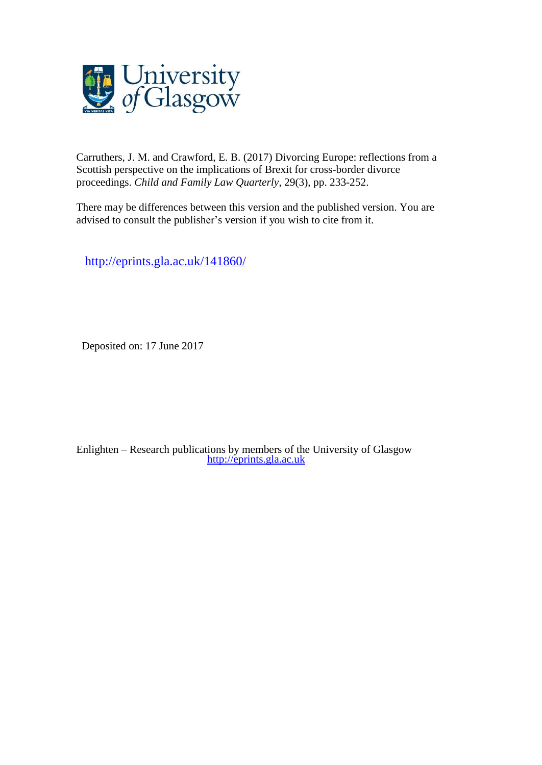Carruthers, J. M. and Crawford, E. B. (2017) Divorcing Europe: reflections from a Scottish perspective on the implications of Brexit for cross-border divorce proceedings. *Child and Family Law Quarterly*, 29(3), pp. 233-252.

There may be differences between this version and the published version. You are advised to consult the publisher's version if you wish to cite from it.

http://eprints.gla.ac.uk/141860/

Deposited on: 17 June 2017

Enlighten – Research publications by members of the University of Glasgow
http://eprints.gla.ac.uk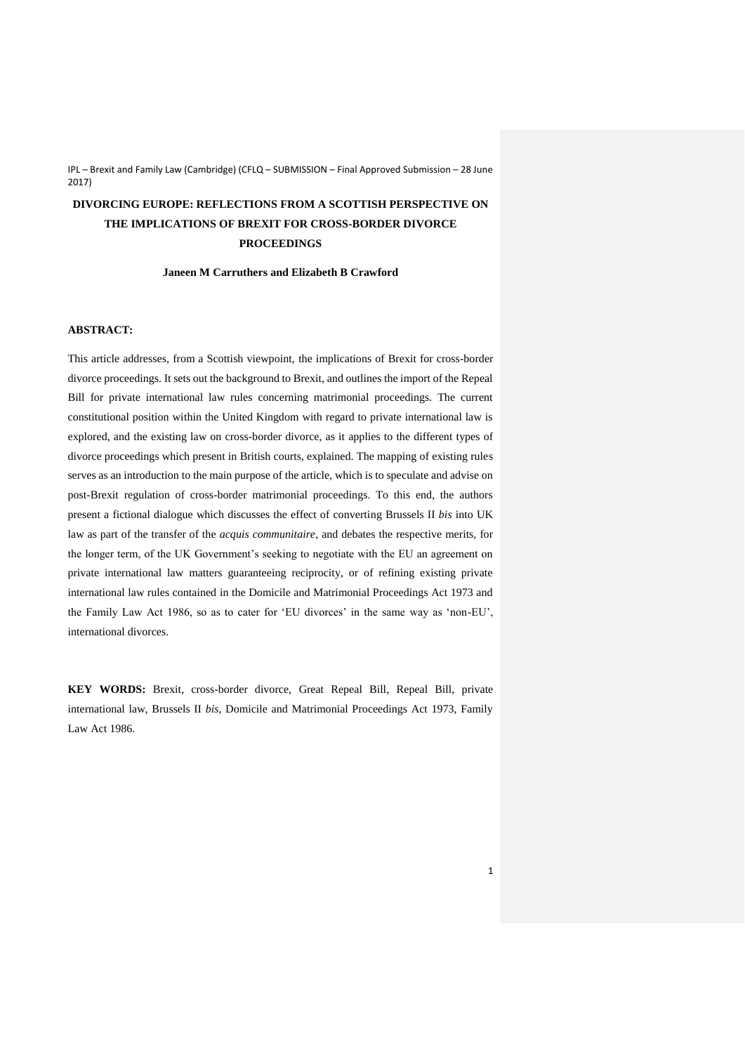IPL – Brexit and Family Law (Cambridge) (CFLQ – SUBMISSION – Final Approved Submission – 28 June 2017)

# DIVORCING EUROPE: REFLECTIONS FROM A SCOTTISH PERSPECTIVE ON THE IMPLICATIONS OF BREXIT FOR CROSS-BORDER DIVORCE PROCEEDINGS

**Janeen M Carruthers and Elizabeth B Crawford**

**ABSTRACT:**

This article addresses, from a Scottish viewpoint, the implications of Brexit for cross-border divorce proceedings. It sets out the background to Brexit, and outlines the import of the Repeal Bill for private international law rules concerning matrimonial proceedings. The current constitutional position within the United Kingdom with regard to private international law is explored, and the existing law on cross-border divorce, as it applies to the different types of divorce proceedings which present in British courts, explained. The mapping of existing rules serves as an introduction to the main purpose of the article, which is to speculate and advise on post-Brexit regulation of cross-border matrimonial proceedings. To this end, the authors present a fictional dialogue which discusses the effect of converting Brussels II *bis* into UK law as part of the transfer of the *acquis communitaire*, and debates the respective merits, for the longer term, of the UK Government's seeking to negotiate with the EU an agreement on private international law matters guaranteeing reciprocity, or of refining existing private international law rules contained in the Domicile and Matrimonial Proceedings Act 1973 and the Family Law Act 1986, so as to cater for 'EU divorces' in the same way as 'non-EU', international divorces.

**KEY WORDS:** Brexit, cross-border divorce, Great Repeal Bill, Repeal Bill, private international law, Brussels II *bis*, Domicile and Matrimonial Proceedings Act 1973, Family Law Act 1986.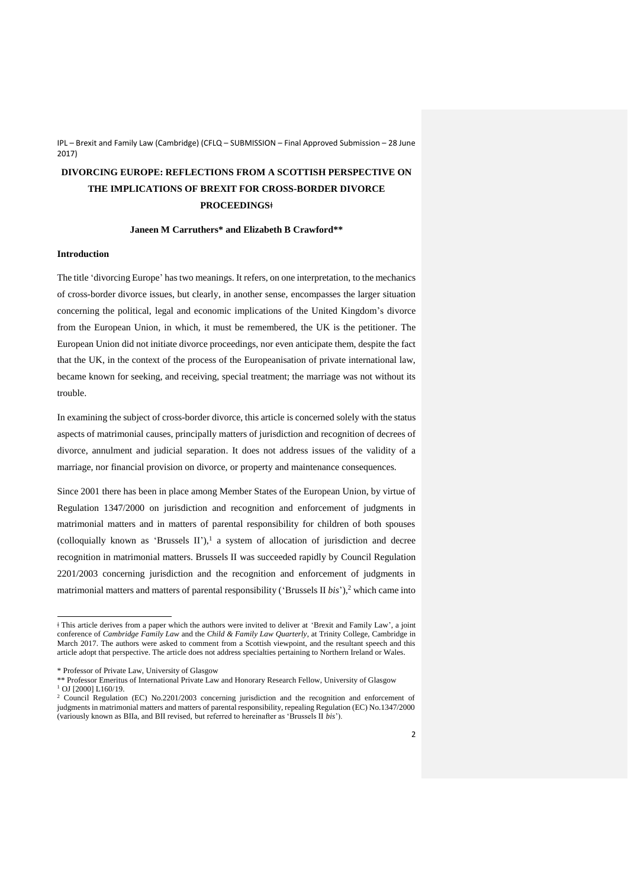IPL – Brexit and Family Law (Cambridge) (CFLQ – SUBMISSION – Final Approved Submission – 28 June 2017)

# DIVORCING EUROPE: REFLECTIONS FROM A SCOTTISH PERSPECTIVE ON THE IMPLICATIONS OF BREXIT FOR CROSS-BORDER DIVORCE PROCEEDINGSǂ

**Janeen M Carruthers\* and Elizabeth B Crawford\*\***

## Introduction

The title 'divorcing Europe' has two meanings. It refers, on one interpretation, to the mechanics of cross-border divorce issues, but clearly, in another sense, encompasses the larger situation concerning the political, legal and economic implications of the United Kingdom's divorce from the European Union, in which, it must be remembered, the UK is the petitioner. The European Union did not initiate divorce proceedings, nor even anticipate them, despite the fact that the UK, in the context of the process of the Europeanisation of private international law, became known for seeking, and receiving, special treatment; the marriage was not without its trouble.

In examining the subject of cross-border divorce, this article is concerned solely with the status aspects of matrimonial causes, principally matters of jurisdiction and recognition of decrees of divorce, annulment and judicial separation. It does not address issues of the validity of a marriage, nor financial provision on divorce, or property and maintenance consequences.

Since 2001 there has been in place among Member States of the European Union, by virtue of Regulation 1347/2000 on jurisdiction and recognition and enforcement of judgments in matrimonial matters and in matters of parental responsibility for children of both spouses (colloquially known as 'Brussels II'),[1] a system of allocation of jurisdiction and decree recognition in matrimonial matters. Brussels II was succeeded rapidly by Council Regulation 2201/2003 concerning jurisdiction and the recognition and enforcement of judgments in matrimonial matters and matters of parental responsibility ('Brussels II *bis*'),[2] which came into

---

ǂ This article derives from a paper which the authors were invited to deliver at 'Brexit and Family Law', a joint conference of *Cambridge Family Law* and the *Child & Family Law Quarterly*, at Trinity College, Cambridge in March 2017. The authors were asked to comment from a Scottish viewpoint, and the resultant speech and this article adopt that perspective. The article does not address specialties pertaining to Northern Ireland or Wales.

\* Professor of Private Law, University of Glasgow

\*\* Professor Emeritus of International Private Law and Honorary Research Fellow, University of Glasgow

[1] OJ [2000] L160/19.

[2] Council Regulation (EC) No.2201/2003 concerning jurisdiction and the recognition and enforcement of judgments in matrimonial matters and matters of parental responsibility, repealing Regulation (EC) No.1347/2000 (variously known as BIIa, and BII revised, but referred to hereinafter as 'Brussels II *bis*').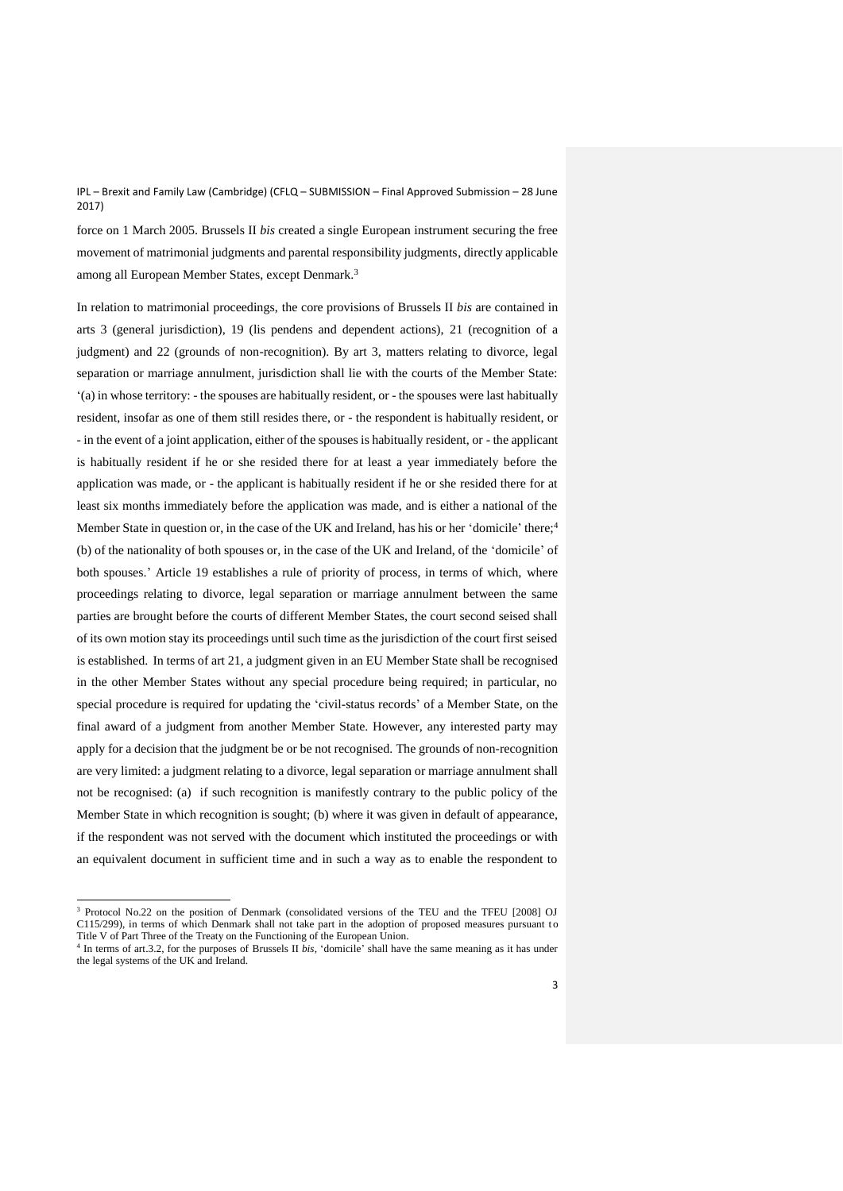force on 1 March 2005. Brussels II *bis* created a single European instrument securing the free movement of matrimonial judgments and parental responsibility judgments, directly applicable among all European Member States, except Denmark.[3]

In relation to matrimonial proceedings, the core provisions of Brussels II *bis* are contained in arts 3 (general jurisdiction), 19 (lis pendens and dependent actions), 21 (recognition of a judgment) and 22 (grounds of non-recognition). By art 3, matters relating to divorce, legal separation or marriage annulment, jurisdiction shall lie with the courts of the Member State: '(a) in whose territory: - the spouses are habitually resident, or - the spouses were last habitually resident, insofar as one of them still resides there, or - the respondent is habitually resident, or - in the event of a joint application, either of the spouses is habitually resident, or - the applicant is habitually resident if he or she resided there for at least a year immediately before the application was made, or - the applicant is habitually resident if he or she resided there for at least six months immediately before the application was made, and is either a national of the Member State in question or, in the case of the UK and Ireland, has his or her 'domicile' there;[4] (b) of the nationality of both spouses or, in the case of the UK and Ireland, of the 'domicile' of both spouses.' Article 19 establishes a rule of priority of process, in terms of which, where proceedings relating to divorce, legal separation or marriage annulment between the same parties are brought before the courts of different Member States, the court second seised shall of its own motion stay its proceedings until such time as the jurisdiction of the court first seised is established. In terms of art 21, a judgment given in an EU Member State shall be recognised in the other Member States without any special procedure being required; in particular, no special procedure is required for updating the 'civil-status records' of a Member State, on the final award of a judgment from another Member State. However, any interested party may apply for a decision that the judgment be or be not recognised. The grounds of non-recognition are very limited: a judgment relating to a divorce, legal separation or marriage annulment shall not be recognised: (a) if such recognition is manifestly contrary to the public policy of the Member State in which recognition is sought; (b) where it was given in default of appearance, if the respondent was not served with the document which instituted the proceedings or with an equivalent document in sufficient time and in such a way as to enable the respondent to

---

[3] Protocol No.22 on the position of Denmark (consolidated versions of the TEU and the TFEU [2008] OJ C115/299), in terms of which Denmark shall not take part in the adoption of proposed measures pursuant to Title V of Part Three of the Treaty on the Functioning of the European Union.

[4] In terms of art.3.2, for the purposes of Brussels II *bis*, 'domicile' shall have the same meaning as it has under the legal systems of the UK and Ireland.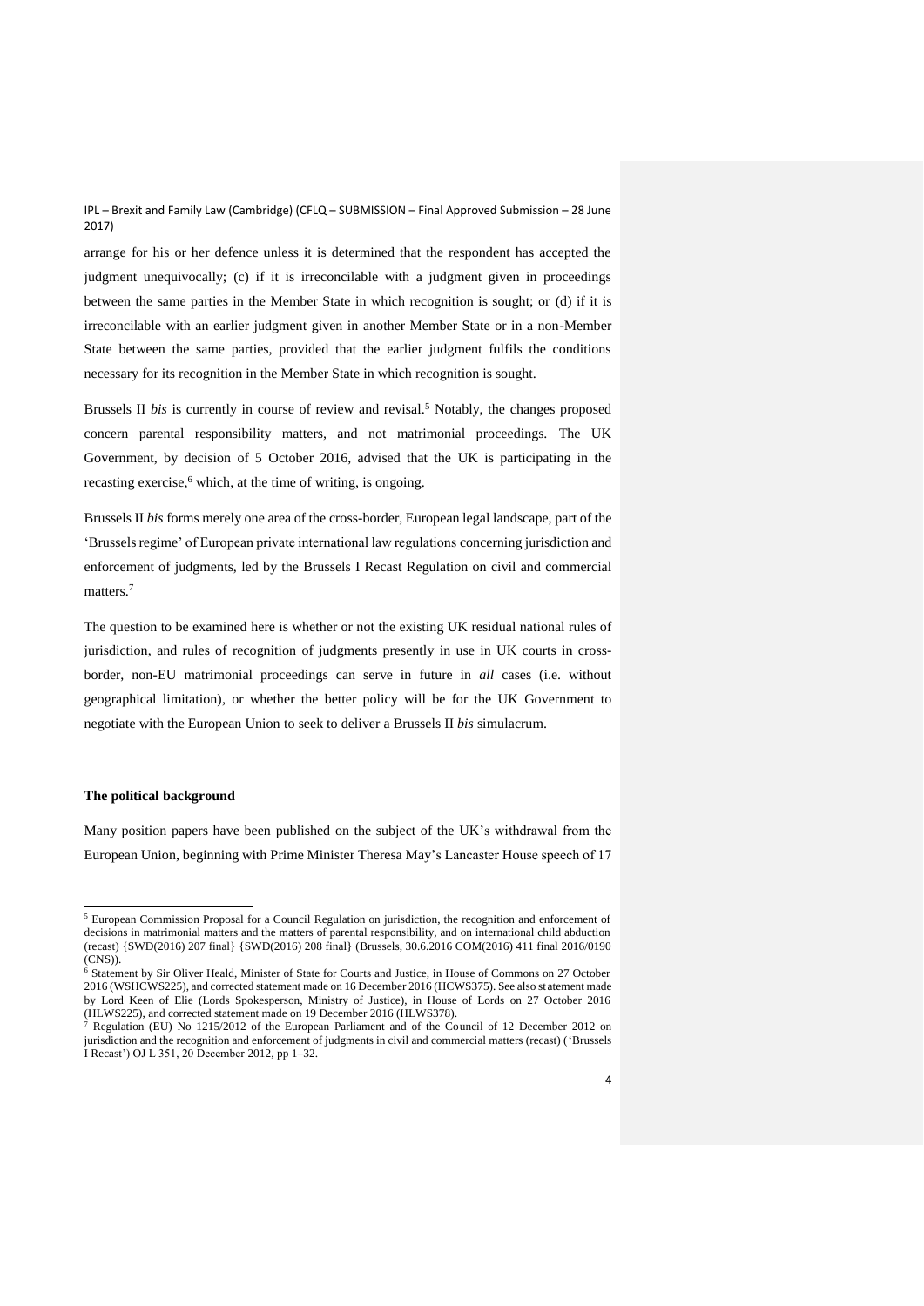arrange for his or her defence unless it is determined that the respondent has accepted the judgment unequivocally; (c) if it is irreconcilable with a judgment given in proceedings between the same parties in the Member State in which recognition is sought; or (d) if it is irreconcilable with an earlier judgment given in another Member State or in a non-Member State between the same parties, provided that the earlier judgment fulfils the conditions necessary for its recognition in the Member State in which recognition is sought.

Brussels II *bis* is currently in course of review and revisal.[5] Notably, the changes proposed concern parental responsibility matters, and not matrimonial proceedings. The UK Government, by decision of 5 October 2016, advised that the UK is participating in the recasting exercise,[6] which, at the time of writing, is ongoing.

Brussels II *bis* forms merely one area of the cross-border, European legal landscape, part of the 'Brussels regime' of European private international law regulations concerning jurisdiction and enforcement of judgments, led by the Brussels I Recast Regulation on civil and commercial matters.[7]

The question to be examined here is whether or not the existing UK residual national rules of jurisdiction, and rules of recognition of judgments presently in use in UK courts in cross-border, non-EU matrimonial proceedings can serve in future in *all* cases (i.e. without geographical limitation), or whether the better policy will be for the UK Government to negotiate with the European Union to seek to deliver a Brussels II *bis* simulacrum.

**The political background**

Many position papers have been published on the subject of the UK's withdrawal from the European Union, beginning with Prime Minister Theresa May's Lancaster House speech of 17

---

[5] European Commission Proposal for a Council Regulation on jurisdiction, the recognition and enforcement of decisions in matrimonial matters and the matters of parental responsibility, and on international child abduction (recast) {SWD(2016) 207 final} {SWD(2016) 208 final} (Brussels, 30.6.2016 COM(2016) 411 final 2016/0190 (CNS)).

[6] Statement by Sir Oliver Heald, Minister of State for Courts and Justice, in House of Commons on 27 October 2016 (WSHCWS225), and corrected statement made on 16 December 2016 (HCWS375). See also statement made by Lord Keen of Elie (Lords Spokesperson, Ministry of Justice), in House of Lords on 27 October 2016 (HLWS225), and corrected statement made on 19 December 2016 (HLWS378).

[7] Regulation (EU) No 1215/2012 of the European Parliament and of the Council of 12 December 2012 on jurisdiction and the recognition and enforcement of judgments in civil and commercial matters (recast) ('Brussels I Recast') OJ L 351, 20 December 2012, pp 1–32.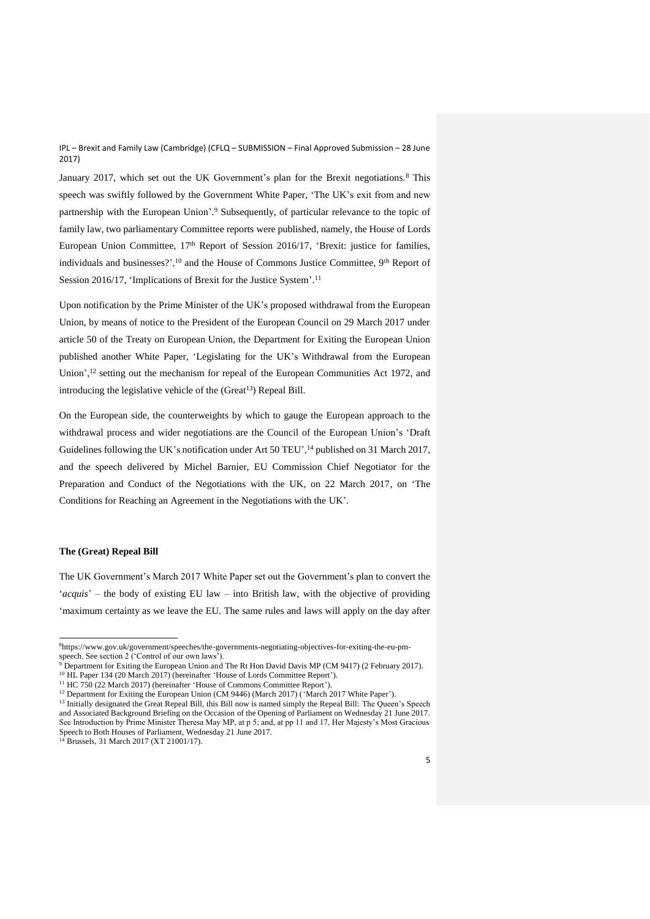January 2017, which set out the UK Government's plan for the Brexit negotiations.[8] This speech was swiftly followed by the Government White Paper, 'The UK's exit from and new partnership with the European Union'.[9] Subsequently, of particular relevance to the topic of family law, two parliamentary Committee reports were published, namely, the House of Lords European Union Committee, 17th Report of Session 2016/17, 'Brexit: justice for families, individuals and businesses?',[10] and the House of Commons Justice Committee, 9th Report of Session 2016/17, 'Implications of Brexit for the Justice System'.[11]

Upon notification by the Prime Minister of the UK's proposed withdrawal from the European Union, by means of notice to the President of the European Council on 29 March 2017 under article 50 of the Treaty on European Union, the Department for Exiting the European Union published another White Paper, 'Legislating for the UK's Withdrawal from the European Union',[12] setting out the mechanism for repeal of the European Communities Act 1972, and introducing the legislative vehicle of the (Great[13]) Repeal Bill.

On the European side, the counterweights by which to gauge the European approach to the withdrawal process and wider negotiations are the Council of the European Union's 'Draft Guidelines following the UK's notification under Art 50 TEU',[14] published on 31 March 2017, and the speech delivered by Michel Barnier, EU Commission Chief Negotiator for the Preparation and Conduct of the Negotiations with the UK, on 22 March 2017, on 'The Conditions for Reaching an Agreement in the Negotiations with the UK'.

**The (Great) Repeal Bill**

The UK Government's March 2017 White Paper set out the Government's plan to convert the '*acquis*' – the body of existing EU law – into British law, with the objective of providing 'maximum certainty as we leave the EU. The same rules and laws will apply on the day after

---

[8] https://www.gov.uk/government/speeches/the-governments-negotiating-objectives-for-exiting-the-eu-pm-speech. See section 2 ('Control of our own laws').

[9] Department for Exiting the European Union and The Rt Hon David Davis MP (CM 9417) (2 February 2017).

[10] HL Paper 134 (20 March 2017) (hereinafter 'House of Lords Committee Report').

[11] HC 750 (22 March 2017) (hereinafter 'House of Commons Committee Report').

[12] Department for Exiting the European Union (CM 9446) (March 2017) ('March 2017 White Paper').

[13] Initially designated the Great Repeal Bill, this Bill now is named simply the Repeal Bill: The Queen's Speech and Associated Background Briefing on the Occasion of the Opening of Parliament on Wednesday 21 June 2017. See Introduction by Prime Minister Theresa May MP, at p 5; and, at pp 11 and 17, Her Majesty's Most Gracious Speech to Both Houses of Parliament, Wednesday 21 June 2017.

[14] Brussels, 31 March 2017 (XT 21001/17).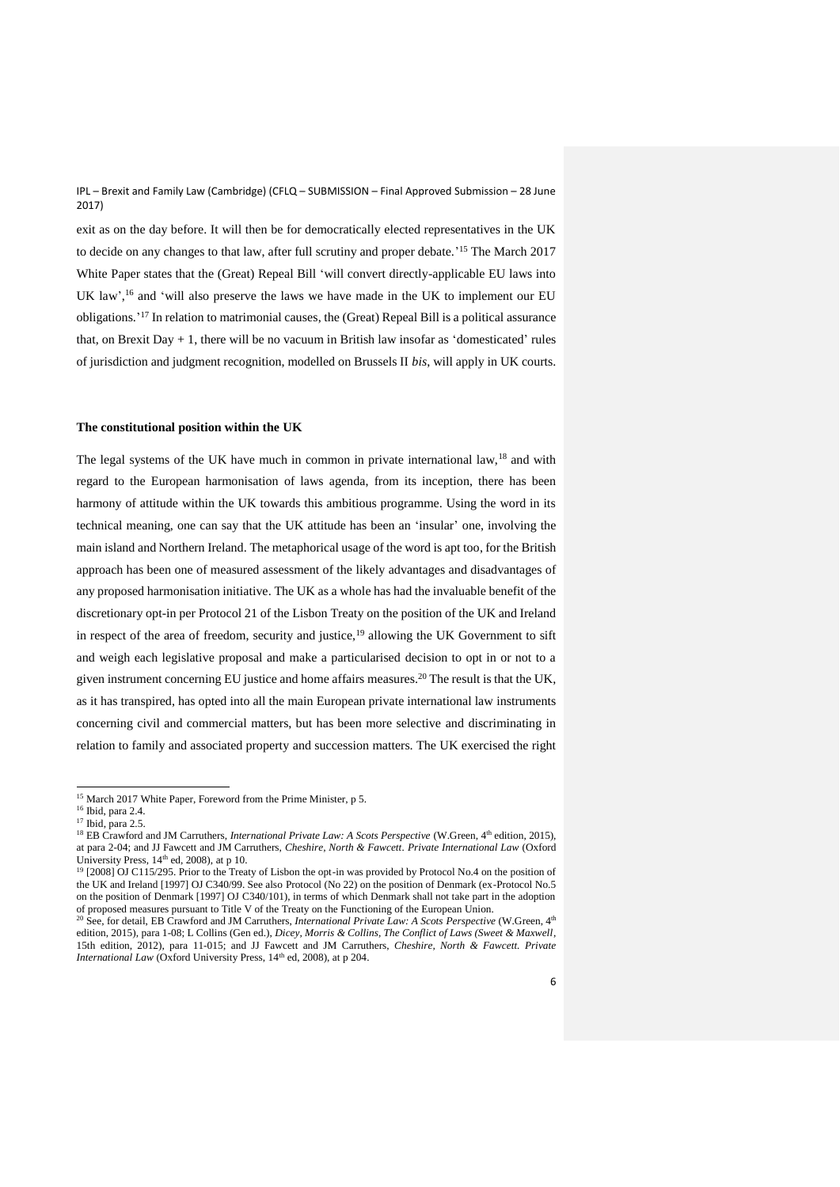exit as on the day before. It will then be for democratically elected representatives in the UK to decide on any changes to that law, after full scrutiny and proper debate.'[15] The March 2017 White Paper states that the (Great) Repeal Bill 'will convert directly-applicable EU laws into UK law',[16] and 'will also preserve the laws we have made in the UK to implement our EU obligations.'[17] In relation to matrimonial causes, the (Great) Repeal Bill is a political assurance that, on Brexit Day + 1, there will be no vacuum in British law insofar as 'domesticated' rules of jurisdiction and judgment recognition, modelled on Brussels II *bis*, will apply in UK courts.

**The constitutional position within the UK**

The legal systems of the UK have much in common in private international law,[18] and with regard to the European harmonisation of laws agenda, from its inception, there has been harmony of attitude within the UK towards this ambitious programme. Using the word in its technical meaning, one can say that the UK attitude has been an 'insular' one, involving the main island and Northern Ireland. The metaphorical usage of the word is apt too, for the British approach has been one of measured assessment of the likely advantages and disadvantages of any proposed harmonisation initiative. The UK as a whole has had the invaluable benefit of the discretionary opt-in per Protocol 21 of the Lisbon Treaty on the position of the UK and Ireland in respect of the area of freedom, security and justice,[19] allowing the UK Government to sift and weigh each legislative proposal and make a particularised decision to opt in or not to a given instrument concerning EU justice and home affairs measures.[20] The result is that the UK, as it has transpired, has opted into all the main European private international law instruments concerning civil and commercial matters, but has been more selective and discriminating in relation to family and associated property and succession matters. The UK exercised the right

---

[15] March 2017 White Paper, Foreword from the Prime Minister, p 5.

[16] Ibid, para 2.4.

[17] Ibid, para 2.5.

[18] EB Crawford and JM Carruthers, *International Private Law: A Scots Perspective* (W.Green, 4th edition, 2015), at para 2-04; and JJ Fawcett and JM Carruthers, *Cheshire, North & Fawcett. Private International Law* (Oxford University Press, 14th ed, 2008), at p 10.

[19] [2008] OJ C115/295. Prior to the Treaty of Lisbon the opt-in was provided by Protocol No.4 on the position of the UK and Ireland [1997] OJ C340/99. See also Protocol (No 22) on the position of Denmark (ex-Protocol No.5 on the position of Denmark [1997] OJ C340/101), in terms of which Denmark shall not take part in the adoption of proposed measures pursuant to Title V of the Treaty on the Functioning of the European Union.

[20] See, for detail, EB Crawford and JM Carruthers, *International Private Law: A Scots Perspective* (W.Green, 4th edition, 2015), para 1-08; L Collins (Gen ed.), *Dicey, Morris & Collins, The Conflict of Laws (Sweet & Maxwell*, 15th edition, 2012), para 11-015; and JJ Fawcett and JM Carruthers, *Cheshire, North & Fawcett. Private International Law* (Oxford University Press, 14th ed, 2008), at p 204.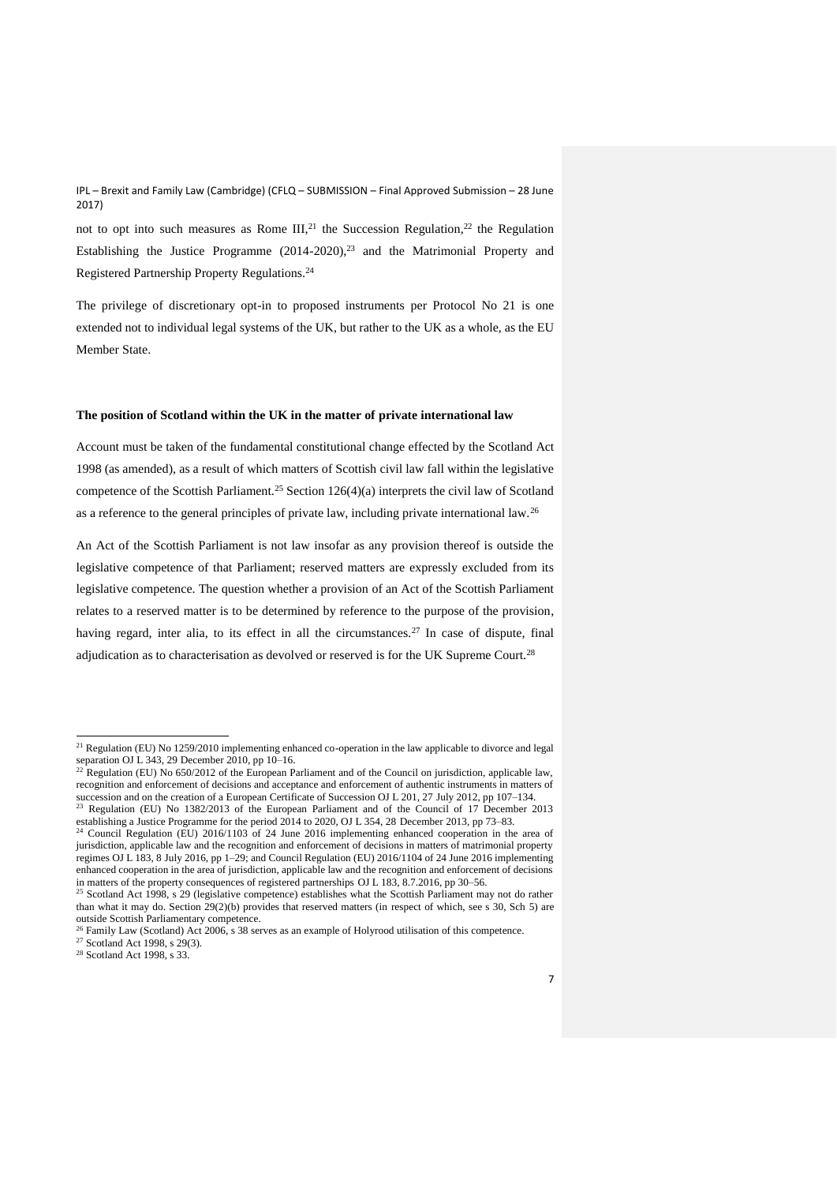not to opt into such measures as Rome III,[21] the Succession Regulation,[22] the Regulation Establishing the Justice Programme (2014-2020),[23] and the Matrimonial Property and Registered Partnership Property Regulations.[24]

The privilege of discretionary opt-in to proposed instruments per Protocol No 21 is one extended not to individual legal systems of the UK, but rather to the UK as a whole, as the EU Member State.

**The position of Scotland within the UK in the matter of private international law**

Account must be taken of the fundamental constitutional change effected by the Scotland Act 1998 (as amended), as a result of which matters of Scottish civil law fall within the legislative competence of the Scottish Parliament.[25] Section 126(4)(a) interprets the civil law of Scotland as a reference to the general principles of private law, including private international law.[26]

An Act of the Scottish Parliament is not law insofar as any provision thereof is outside the legislative competence of that Parliament; reserved matters are expressly excluded from its legislative competence. The question whether a provision of an Act of the Scottish Parliament relates to a reserved matter is to be determined by reference to the purpose of the provision, having regard, inter alia, to its effect in all the circumstances.[27] In case of dispute, final adjudication as to characterisation as devolved or reserved is for the UK Supreme Court.[28]

---

[21] Regulation (EU) No 1259/2010 implementing enhanced co-operation in the law applicable to divorce and legal separation OJ L 343, 29 December 2010, pp 10–16.

[22] Regulation (EU) No 650/2012 of the European Parliament and of the Council on jurisdiction, applicable law, recognition and enforcement of decisions and acceptance and enforcement of authentic instruments in matters of succession and on the creation of a European Certificate of Succession OJ L 201, 27 July 2012, pp 107–134.

[23] Regulation (EU) No 1382/2013 of the European Parliament and of the Council of 17 December 2013 establishing a Justice Programme for the period 2014 to 2020, OJ L 354, 28 December 2013, pp 73–83.

[24] Council Regulation (EU) 2016/1103 of 24 June 2016 implementing enhanced cooperation in the area of jurisdiction, applicable law and the recognition and enforcement of decisions in matters of matrimonial property regimes OJ L 183, 8 July 2016, pp 1–29; and Council Regulation (EU) 2016/1104 of 24 June 2016 implementing enhanced cooperation in the area of jurisdiction, applicable law and the recognition and enforcement of decisions in matters of the property consequences of registered partnerships OJ L 183, 8.7.2016, pp 30–56.

[25] Scotland Act 1998, s 29 (legislative competence) establishes what the Scottish Parliament may not do rather than what it may do. Section 29(2)(b) provides that reserved matters (in respect of which, see s 30, Sch 5) are outside Scottish Parliamentary competence.

[26] Family Law (Scotland) Act 2006, s 38 serves as an example of Holyrood utilisation of this competence.

[27] Scotland Act 1998, s 29(3).

[28] Scotland Act 1998, s 33.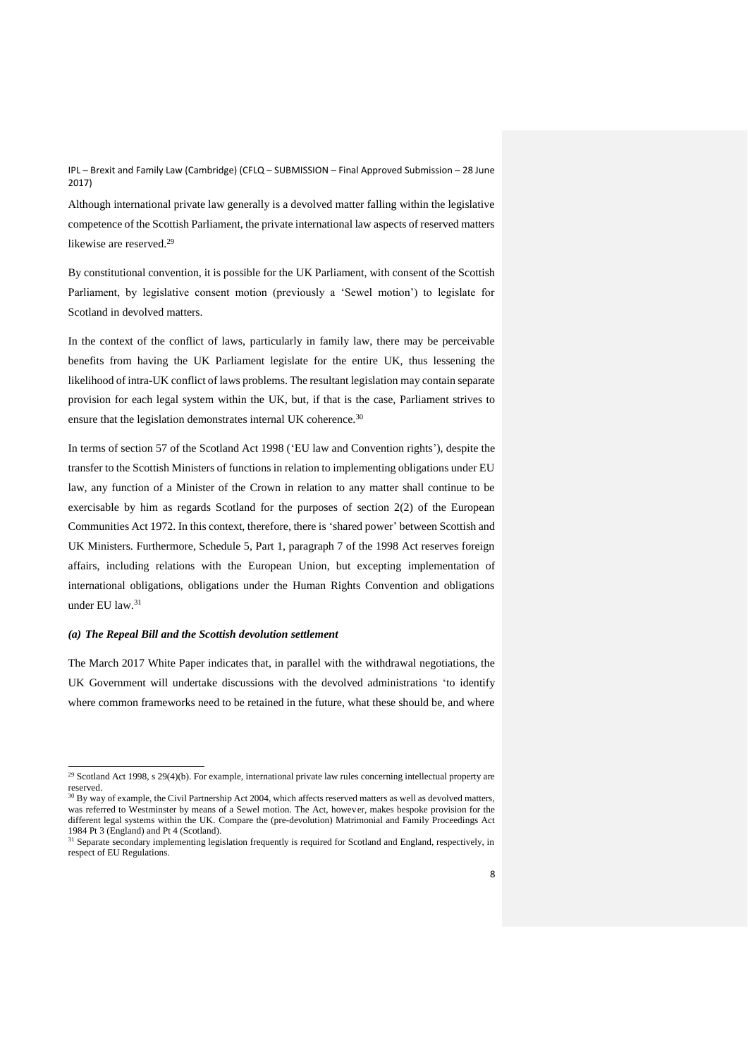Although international private law generally is a devolved matter falling within the legislative competence of the Scottish Parliament, the private international law aspects of reserved matters likewise are reserved.[29]

By constitutional convention, it is possible for the UK Parliament, with consent of the Scottish Parliament, by legislative consent motion (previously a 'Sewel motion') to legislate for Scotland in devolved matters.

In the context of the conflict of laws, particularly in family law, there may be perceivable benefits from having the UK Parliament legislate for the entire UK, thus lessening the likelihood of intra-UK conflict of laws problems. The resultant legislation may contain separate provision for each legal system within the UK, but, if that is the case, Parliament strives to ensure that the legislation demonstrates internal UK coherence.[30]

In terms of section 57 of the Scotland Act 1998 ('EU law and Convention rights'), despite the transfer to the Scottish Ministers of functions in relation to implementing obligations under EU law, any function of a Minister of the Crown in relation to any matter shall continue to be exercisable by him as regards Scotland for the purposes of section 2(2) of the European Communities Act 1972. In this context, therefore, there is 'shared power' between Scottish and UK Ministers. Furthermore, Schedule 5, Part 1, paragraph 7 of the 1998 Act reserves foreign affairs, including relations with the European Union, but excepting implementation of international obligations, obligations under the Human Rights Convention and obligations under EU law.[31]

#### *(a) The Repeal Bill and the Scottish devolution settlement*

The March 2017 White Paper indicates that, in parallel with the withdrawal negotiations, the UK Government will undertake discussions with the devolved administrations 'to identify where common frameworks need to be retained in the future, what these should be, and where

---

[29] Scotland Act 1998, s 29(4)(b). For example, international private law rules concerning intellectual property are reserved.

[30] By way of example, the Civil Partnership Act 2004, which affects reserved matters as well as devolved matters, was referred to Westminster by means of a Sewel motion. The Act, however, makes bespoke provision for the different legal systems within the UK. Compare the (pre-devolution) Matrimonial and Family Proceedings Act 1984 Pt 3 (England) and Pt 4 (Scotland).

[31] Separate secondary implementing legislation frequently is required for Scotland and England, respectively, in respect of EU Regulations.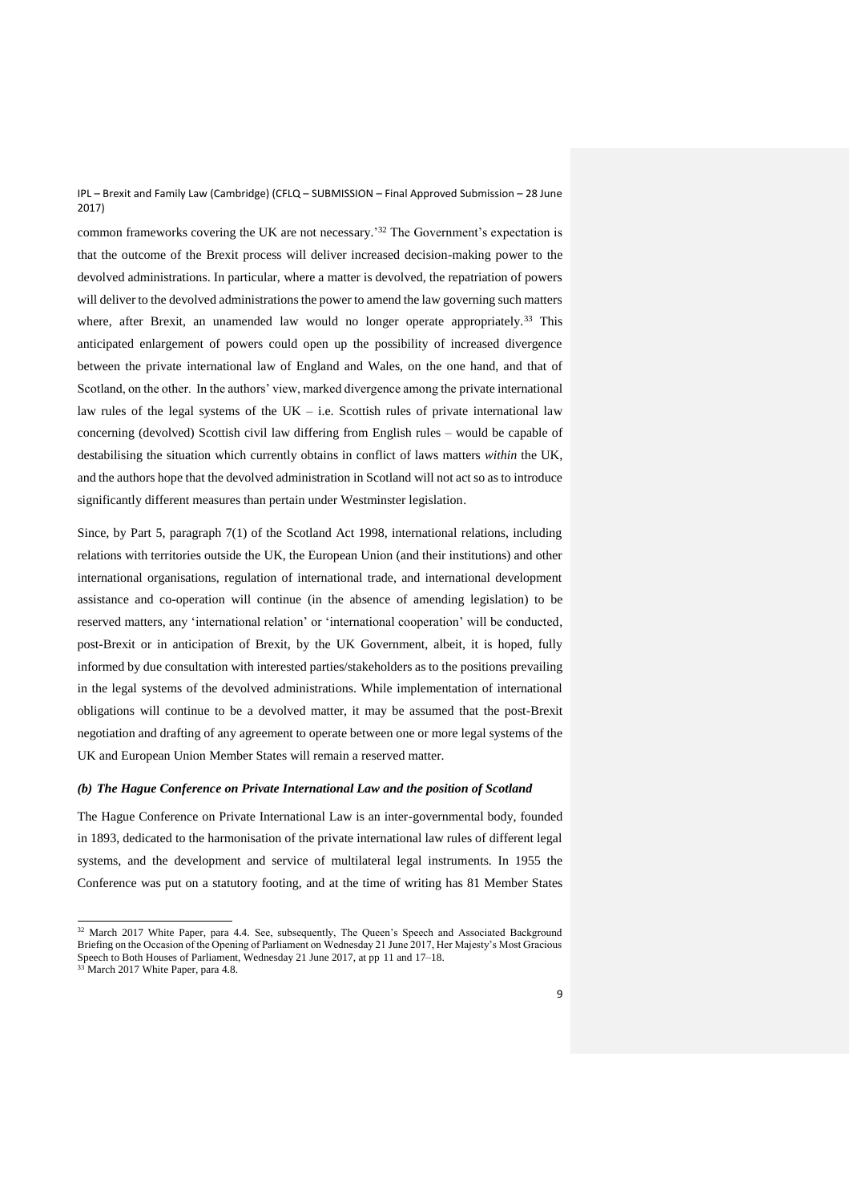common frameworks covering the UK are not necessary.'[32] The Government's expectation is that the outcome of the Brexit process will deliver increased decision-making power to the devolved administrations. In particular, where a matter is devolved, the repatriation of powers will deliver to the devolved administrations the power to amend the law governing such matters where, after Brexit, an unamended law would no longer operate appropriately.[33] This anticipated enlargement of powers could open up the possibility of increased divergence between the private international law of England and Wales, on the one hand, and that of Scotland, on the other. In the authors' view, marked divergence among the private international law rules of the legal systems of the UK – i.e. Scottish rules of private international law concerning (devolved) Scottish civil law differing from English rules – would be capable of destabilising the situation which currently obtains in conflict of laws matters *within* the UK, and the authors hope that the devolved administration in Scotland will not act so as to introduce significantly different measures than pertain under Westminster legislation.

Since, by Part 5, paragraph 7(1) of the Scotland Act 1998, international relations, including relations with territories outside the UK, the European Union (and their institutions) and other international organisations, regulation of international trade, and international development assistance and co-operation will continue (in the absence of amending legislation) to be reserved matters, any 'international relation' or 'international cooperation' will be conducted, post-Brexit or in anticipation of Brexit, by the UK Government, albeit, it is hoped, fully informed by due consultation with interested parties/stakeholders as to the positions prevailing in the legal systems of the devolved administrations. While implementation of international obligations will continue to be a devolved matter, it may be assumed that the post-Brexit negotiation and drafting of any agreement to operate between one or more legal systems of the UK and European Union Member States will remain a reserved matter.

### *(b) The Hague Conference on Private International Law and the position of Scotland*

The Hague Conference on Private International Law is an inter-governmental body, founded in 1893, dedicated to the harmonisation of the private international law rules of different legal systems, and the development and service of multilateral legal instruments. In 1955 the Conference was put on a statutory footing, and at the time of writing has 81 Member States

---

[32] March 2017 White Paper, para 4.4. See, subsequently, The Queen's Speech and Associated Background Briefing on the Occasion of the Opening of Parliament on Wednesday 21 June 2017, Her Majesty's Most Gracious Speech to Both Houses of Parliament, Wednesday 21 June 2017, at pp 11 and 17–18.

[33] March 2017 White Paper, para 4.8.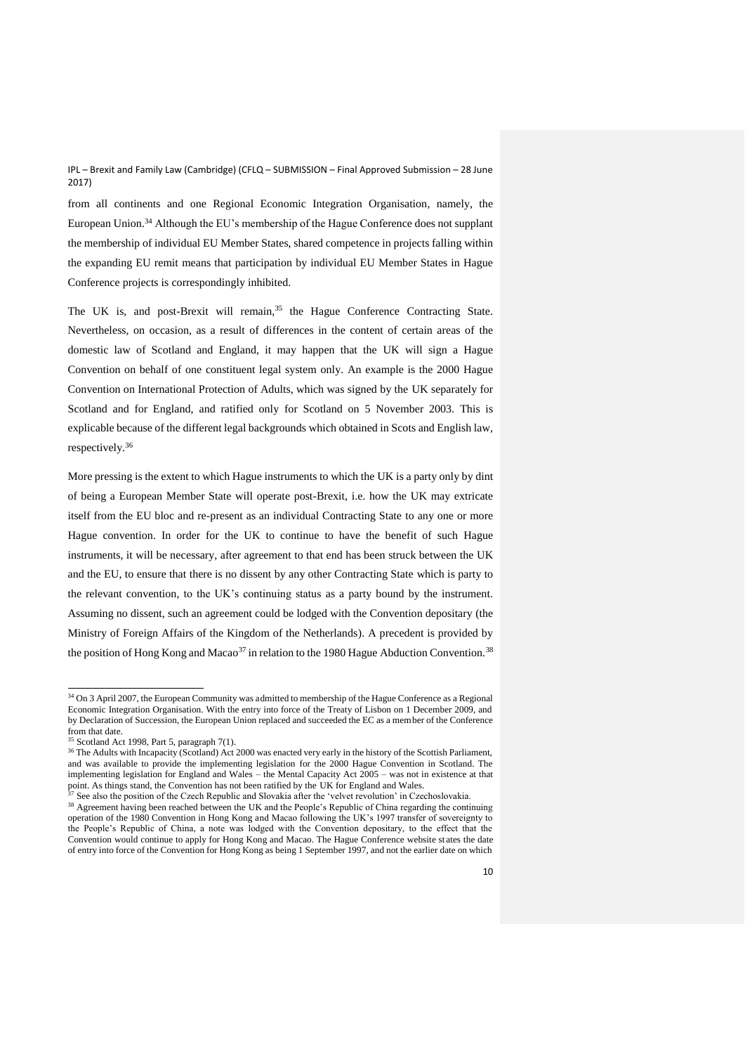from all continents and one Regional Economic Integration Organisation, namely, the European Union.[34] Although the EU's membership of the Hague Conference does not supplant the membership of individual EU Member States, shared competence in projects falling within the expanding EU remit means that participation by individual EU Member States in Hague Conference projects is correspondingly inhibited.

The UK is, and post-Brexit will remain,[35] the Hague Conference Contracting State. Nevertheless, on occasion, as a result of differences in the content of certain areas of the domestic law of Scotland and England, it may happen that the UK will sign a Hague Convention on behalf of one constituent legal system only. An example is the 2000 Hague Convention on International Protection of Adults, which was signed by the UK separately for Scotland and for England, and ratified only for Scotland on 5 November 2003. This is explicable because of the different legal backgrounds which obtained in Scots and English law, respectively.[36]

More pressing is the extent to which Hague instruments to which the UK is a party only by dint of being a European Member State will operate post-Brexit, i.e. how the UK may extricate itself from the EU bloc and re-present as an individual Contracting State to any one or more Hague convention. In order for the UK to continue to have the benefit of such Hague instruments, it will be necessary, after agreement to that end has been struck between the UK and the EU, to ensure that there is no dissent by any other Contracting State which is party to the relevant convention, to the UK's continuing status as a party bound by the instrument. Assuming no dissent, such an agreement could be lodged with the Convention depositary (the Ministry of Foreign Affairs of the Kingdom of the Netherlands). A precedent is provided by the position of Hong Kong and Macao[37] in relation to the 1980 Hague Abduction Convention.[38]

---

[34] On 3 April 2007, the European Community was admitted to membership of the Hague Conference as a Regional Economic Integration Organisation. With the entry into force of the Treaty of Lisbon on 1 December 2009, and by Declaration of Succession, the European Union replaced and succeeded the EC as a member of the Conference from that date.

[35] Scotland Act 1998, Part 5, paragraph 7(1).

[36] The Adults with Incapacity (Scotland) Act 2000 was enacted very early in the history of the Scottish Parliament, and was available to provide the implementing legislation for the 2000 Hague Convention in Scotland. The implementing legislation for England and Wales – the Mental Capacity Act 2005 – was not in existence at that point. As things stand, the Convention has not been ratified by the UK for England and Wales.

[37] See also the position of the Czech Republic and Slovakia after the 'velvet revolution' in Czechoslovakia.

[38] Agreement having been reached between the UK and the People's Republic of China regarding the continuing operation of the 1980 Convention in Hong Kong and Macao following the UK's 1997 transfer of sovereignty to the People's Republic of China, a note was lodged with the Convention depositary, to the effect that the Convention would continue to apply for Hong Kong and Macao. The Hague Conference website states the date of entry into force of the Convention for Hong Kong as being 1 September 1997, and not the earlier date on which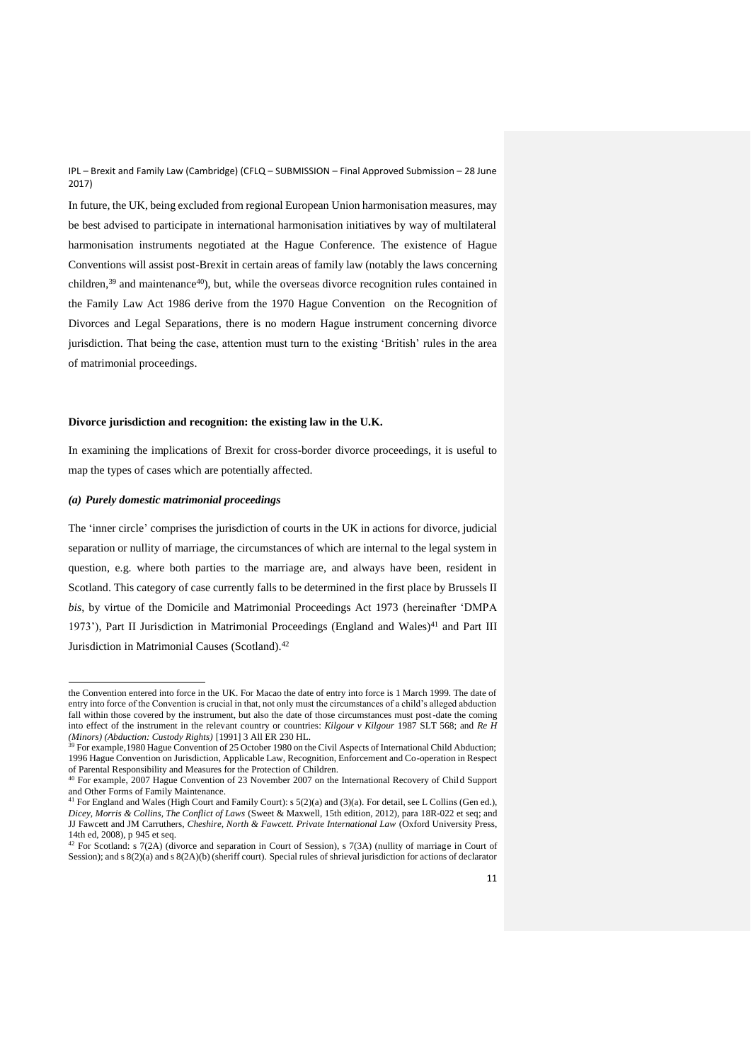In future, the UK, being excluded from regional European Union harmonisation measures, may be best advised to participate in international harmonisation initiatives by way of multilateral harmonisation instruments negotiated at the Hague Conference. The existence of Hague Conventions will assist post-Brexit in certain areas of family law (notably the laws concerning children,[39] and maintenance[40]), but, while the overseas divorce recognition rules contained in the Family Law Act 1986 derive from the 1970 Hague Convention on the Recognition of Divorces and Legal Separations, there is no modern Hague instrument concerning divorce jurisdiction. That being the case, attention must turn to the existing 'British' rules in the area of matrimonial proceedings.

**Divorce jurisdiction and recognition: the existing law in the U.K.**

In examining the implications of Brexit for cross-border divorce proceedings, it is useful to map the types of cases which are potentially affected.

***(a) Purely domestic matrimonial proceedings***

The 'inner circle' comprises the jurisdiction of courts in the UK in actions for divorce, judicial separation or nullity of marriage, the circumstances of which are internal to the legal system in question, e.g. where both parties to the marriage are, and always have been, resident in Scotland. This category of case currently falls to be determined in the first place by Brussels II *bis*, by virtue of the Domicile and Matrimonial Proceedings Act 1973 (hereinafter 'DMPA 1973'), Part II Jurisdiction in Matrimonial Proceedings (England and Wales)[41] and Part III Jurisdiction in Matrimonial Causes (Scotland).[42]

---

the Convention entered into force in the UK. For Macao the date of entry into force is 1 March 1999. The date of entry into force of the Convention is crucial in that, not only must the circumstances of a child's alleged abduction fall within those covered by the instrument, but also the date of those circumstances must post-date the coming into effect of the instrument in the relevant country or countries: *Kilgour v Kilgour* 1987 SLT 568; and *Re H (Minors) (Abduction: Custody Rights)* [1991] 3 All ER 230 HL.

[39] For example,1980 Hague Convention of 25 October 1980 on the Civil Aspects of International Child Abduction; 1996 Hague Convention on Jurisdiction, Applicable Law, Recognition, Enforcement and Co-operation in Respect of Parental Responsibility and Measures for the Protection of Children.

[40] For example, 2007 Hague Convention of 23 November 2007 on the International Recovery of Child Support and Other Forms of Family Maintenance.

[41] For England and Wales (High Court and Family Court): s 5(2)(a) and (3)(a). For detail, see L Collins (Gen ed.), *Dicey, Morris & Collins, The Conflict of Laws* (Sweet & Maxwell, 15th edition, 2012), para 18R-022 et seq; and JJ Fawcett and JM Carruthers, *Cheshire, North & Fawcett. Private International Law* (Oxford University Press, 14th ed, 2008), p 945 et seq.

[42] For Scotland: s 7(2A) (divorce and separation in Court of Session), s 7(3A) (nullity of marriage in Court of Session); and s 8(2)(a) and s 8(2A)(b) (sheriff court). Special rules of shrieval jurisdiction for actions of declarator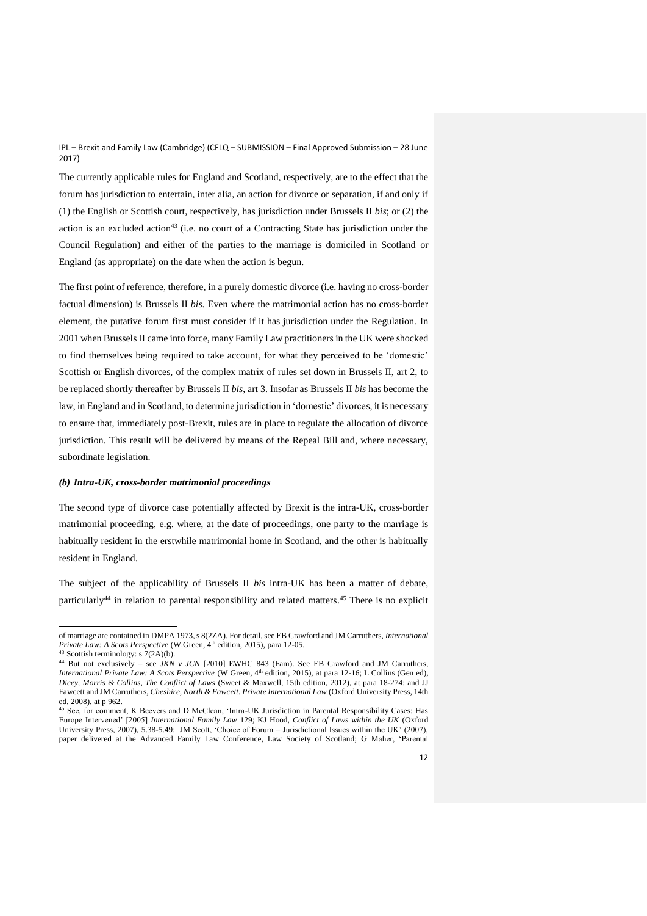The currently applicable rules for England and Scotland, respectively, are to the effect that the forum has jurisdiction to entertain, inter alia, an action for divorce or separation, if and only if (1) the English or Scottish court, respectively, has jurisdiction under Brussels II *bis*; or (2) the action is an excluded action[43] (i.e. no court of a Contracting State has jurisdiction under the Council Regulation) and either of the parties to the marriage is domiciled in Scotland or England (as appropriate) on the date when the action is begun.

The first point of reference, therefore, in a purely domestic divorce (i.e. having no cross-border factual dimension) is Brussels II *bis*. Even where the matrimonial action has no cross-border element, the putative forum first must consider if it has jurisdiction under the Regulation. In 2001 when Brussels II came into force, many Family Law practitioners in the UK were shocked to find themselves being required to take account, for what they perceived to be 'domestic' Scottish or English divorces, of the complex matrix of rules set down in Brussels II, art 2, to be replaced shortly thereafter by Brussels II *bis*, art 3. Insofar as Brussels II *bis* has become the law, in England and in Scotland, to determine jurisdiction in 'domestic' divorces, it is necessary to ensure that, immediately post-Brexit, rules are in place to regulate the allocation of divorce jurisdiction. This result will be delivered by means of the Repeal Bill and, where necessary, subordinate legislation.

***(b) Intra-UK, cross-border matrimonial proceedings***

The second type of divorce case potentially affected by Brexit is the intra-UK, cross-border matrimonial proceeding, e.g. where, at the date of proceedings, one party to the marriage is habitually resident in the erstwhile matrimonial home in Scotland, and the other is habitually resident in England.

The subject of the applicability of Brussels II *bis* intra-UK has been a matter of debate, particularly[44] in relation to parental responsibility and related matters.[45] There is no explicit

---

of marriage are contained in DMPA 1973, s 8(2ZA). For detail, see EB Crawford and JM Carruthers, *International Private Law: A Scots Perspective* (W.Green, 4th edition, 2015), para 12-05.

[43] Scottish terminology: s 7(2A)(b).

[44] But not exclusively – see *JKN v JCN* [2010] EWHC 843 (Fam). See EB Crawford and JM Carruthers, *International Private Law: A Scots Perspective* (W Green, 4th edition, 2015), at para 12-16; L Collins (Gen ed), *Dicey, Morris & Collins, The Conflict of Laws* (Sweet & Maxwell, 15th edition, 2012), at para 18-274; and JJ Fawcett and JM Carruthers, *Cheshire, North & Fawcett. Private International Law* (Oxford University Press, 14th ed, 2008), at p 962.

[45] See, for comment, K Beevers and D McClean, 'Intra-UK Jurisdiction in Parental Responsibility Cases: Has Europe Intervened' [2005] *International Family Law* 129; KJ Hood, *Conflict of Laws within the UK* (Oxford University Press, 2007), 5.38-5.49; JM Scott, 'Choice of Forum – Jurisdictional Issues within the UK' (2007), paper delivered at the Advanced Family Law Conference, Law Society of Scotland; G Maher, 'Parental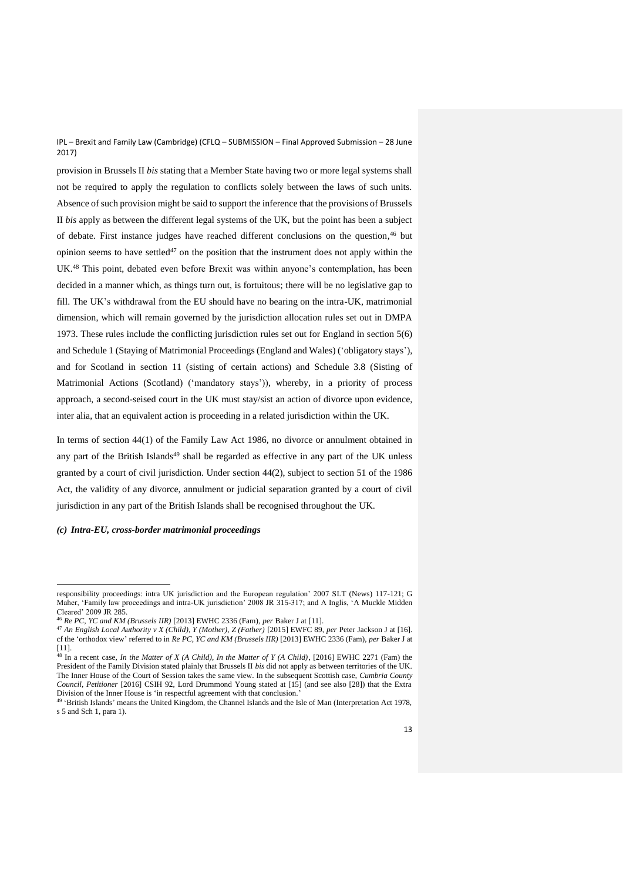provision in Brussels II *bis* stating that a Member State having two or more legal systems shall not be required to apply the regulation to conflicts solely between the laws of such units. Absence of such provision might be said to support the inference that the provisions of Brussels II *bis* apply as between the different legal systems of the UK, but the point has been a subject of debate. First instance judges have reached different conclusions on the question,[46] but opinion seems to have settled[47] on the position that the instrument does not apply within the UK.[48] This point, debated even before Brexit was within anyone's contemplation, has been decided in a manner which, as things turn out, is fortuitous; there will be no legislative gap to fill. The UK's withdrawal from the EU should have no bearing on the intra-UK, matrimonial dimension, which will remain governed by the jurisdiction allocation rules set out in DMPA 1973. These rules include the conflicting jurisdiction rules set out for England in section 5(6) and Schedule 1 (Staying of Matrimonial Proceedings (England and Wales) ('obligatory stays'), and for Scotland in section 11 (sisting of certain actions) and Schedule 3.8 (Sisting of Matrimonial Actions (Scotland) ('mandatory stays')), whereby, in a priority of process approach, a second-seised court in the UK must stay/sist an action of divorce upon evidence, inter alia, that an equivalent action is proceeding in a related jurisdiction within the UK.

In terms of section 44(1) of the Family Law Act 1986, no divorce or annulment obtained in any part of the British Islands[49] shall be regarded as effective in any part of the UK unless granted by a court of civil jurisdiction. Under section 44(2), subject to section 51 of the 1986 Act, the validity of any divorce, annulment or judicial separation granted by a court of civil jurisdiction in any part of the British Islands shall be recognised throughout the UK.

***(c) Intra-EU, cross-border matrimonial proceedings***

---

responsibility proceedings: intra UK jurisdiction and the European regulation' 2007 SLT (News) 117-121; G Maher, 'Family law proceedings and intra-UK jurisdiction' 2008 JR 315-317; and A Inglis, 'A Muckle Midden Cleared' 2009 JR 285.

[46] *Re PC, YC and KM (Brussels IIR)* [2013] EWHC 2336 (Fam), *per* Baker J at [11].

[47] *An English Local Authority v X (Child), Y (Mother), Z (Father)* [2015] EWFC 89, *per* Peter Jackson J at [16]. cf the 'orthodox view' referred to in *Re PC, YC and KM (Brussels IIR)* [2013] EWHC 2336 (Fam), *per* Baker J at [11].

[48] In a recent case, *In the Matter of X (A Child), In the Matter of Y (A Child)*, [2016] EWHC 2271 (Fam) the President of the Family Division stated plainly that Brussels II *bis* did not apply as between territories of the UK. The Inner House of the Court of Session takes the same view. In the subsequent Scottish case, *Cumbria County Council, Petitioner* [2016] CSIH 92, Lord Drummond Young stated at [15] (and see also [28]) that the Extra Division of the Inner House is 'in respectful agreement with that conclusion.'

[49] 'British Islands' means the United Kingdom, the Channel Islands and the Isle of Man (Interpretation Act 1978, s 5 and Sch 1, para 1).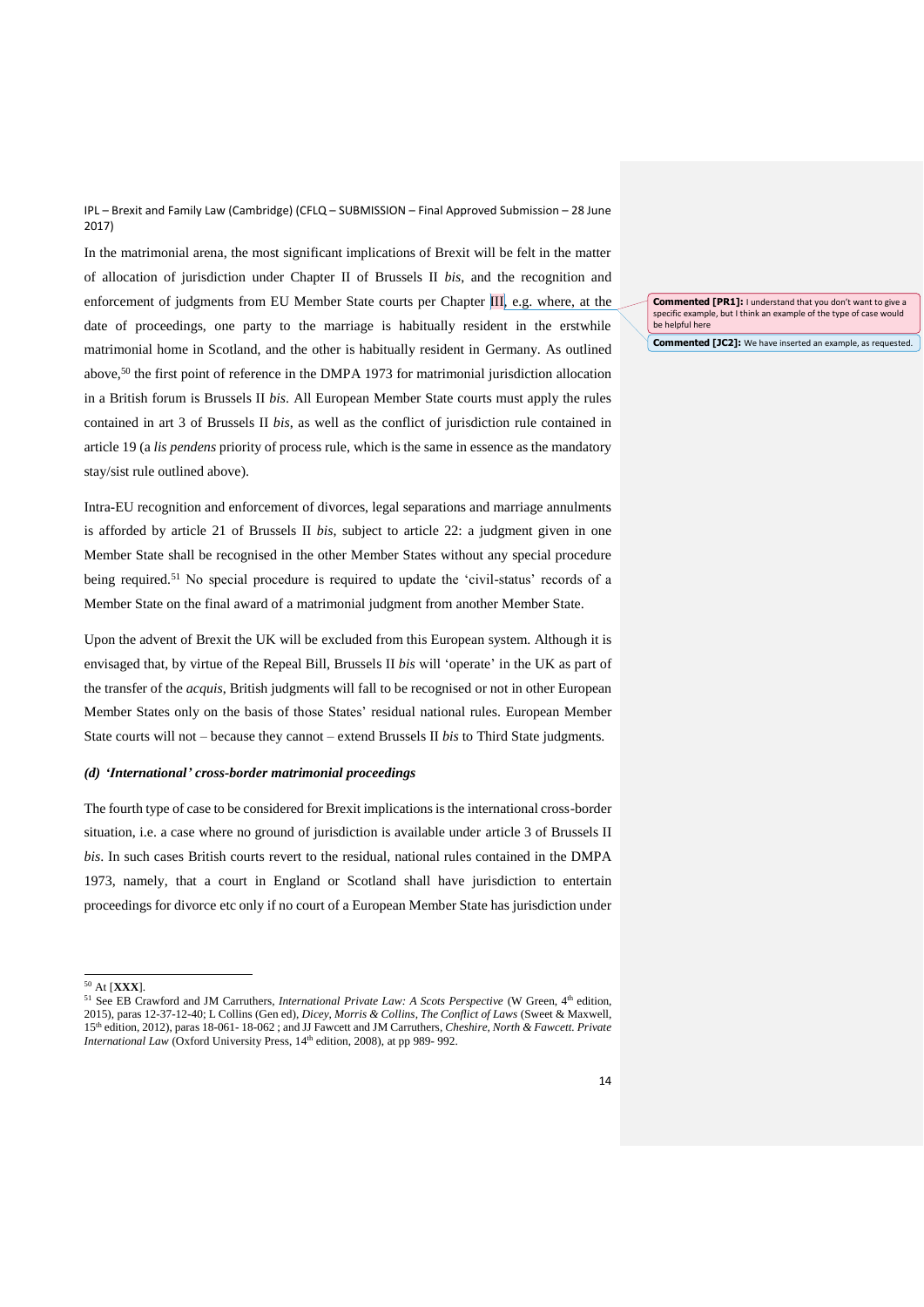In the matrimonial arena, the most significant implications of Brexit will be felt in the matter of allocation of jurisdiction under Chapter II of Brussels II *bis*, and the recognition and enforcement of judgments from EU Member State courts per Chapter III, e.g. where, at the date of proceedings, one party to the marriage is habitually resident in the erstwhile matrimonial home in Scotland, and the other is habitually resident in Germany. As outlined above,[50] the first point of reference in the DMPA 1973 for matrimonial jurisdiction allocation in a British forum is Brussels II *bis*. All European Member State courts must apply the rules contained in art 3 of Brussels II *bis*, as well as the conflict of jurisdiction rule contained in article 19 (a *lis pendens* priority of process rule, which is the same in essence as the mandatory stay/sist rule outlined above).

Intra-EU recognition and enforcement of divorces, legal separations and marriage annulments is afforded by article 21 of Brussels II *bis*, subject to article 22: a judgment given in one Member State shall be recognised in the other Member States without any special procedure being required.[51] No special procedure is required to update the 'civil-status' records of a Member State on the final award of a matrimonial judgment from another Member State.

Upon the advent of Brexit the UK will be excluded from this European system. Although it is envisaged that, by virtue of the Repeal Bill, Brussels II *bis* will 'operate' in the UK as part of the transfer of the *acquis*, British judgments will fall to be recognised or not in other European Member States only on the basis of those States' residual national rules. European Member State courts will not – because they cannot – extend Brussels II *bis* to Third State judgments.

### *(d) 'International' cross-border matrimonial proceedings*

The fourth type of case to be considered for Brexit implications is the international cross-border situation, i.e. a case where no ground of jurisdiction is available under article 3 of Brussels II *bis*. In such cases British courts revert to the residual, national rules contained in the DMPA 1973, namely, that a court in England or Scotland shall have jurisdiction to entertain proceedings for divorce etc only if no court of a European Member State has jurisdiction under

---

[50] At [**XXX**].

[51] See EB Crawford and JM Carruthers, *International Private Law: A Scots Perspective* (W Green, 4th edition, 2015), paras 12-37-12-40; L Collins (Gen ed), *Dicey, Morris & Collins, The Conflict of Laws* (Sweet & Maxwell, 15th edition, 2012), paras 18-061- 18-062 ; and JJ Fawcett and JM Carruthers, *Cheshire, North & Fawcett. Private International Law* (Oxford University Press, 14th edition, 2008), at pp 989- 992.

**Commented [PR1]:** I understand that you don't want to give a specific example, but I think an example of the type of case would be helpful here

**Commented [JC2]:** We have inserted an example, as requested.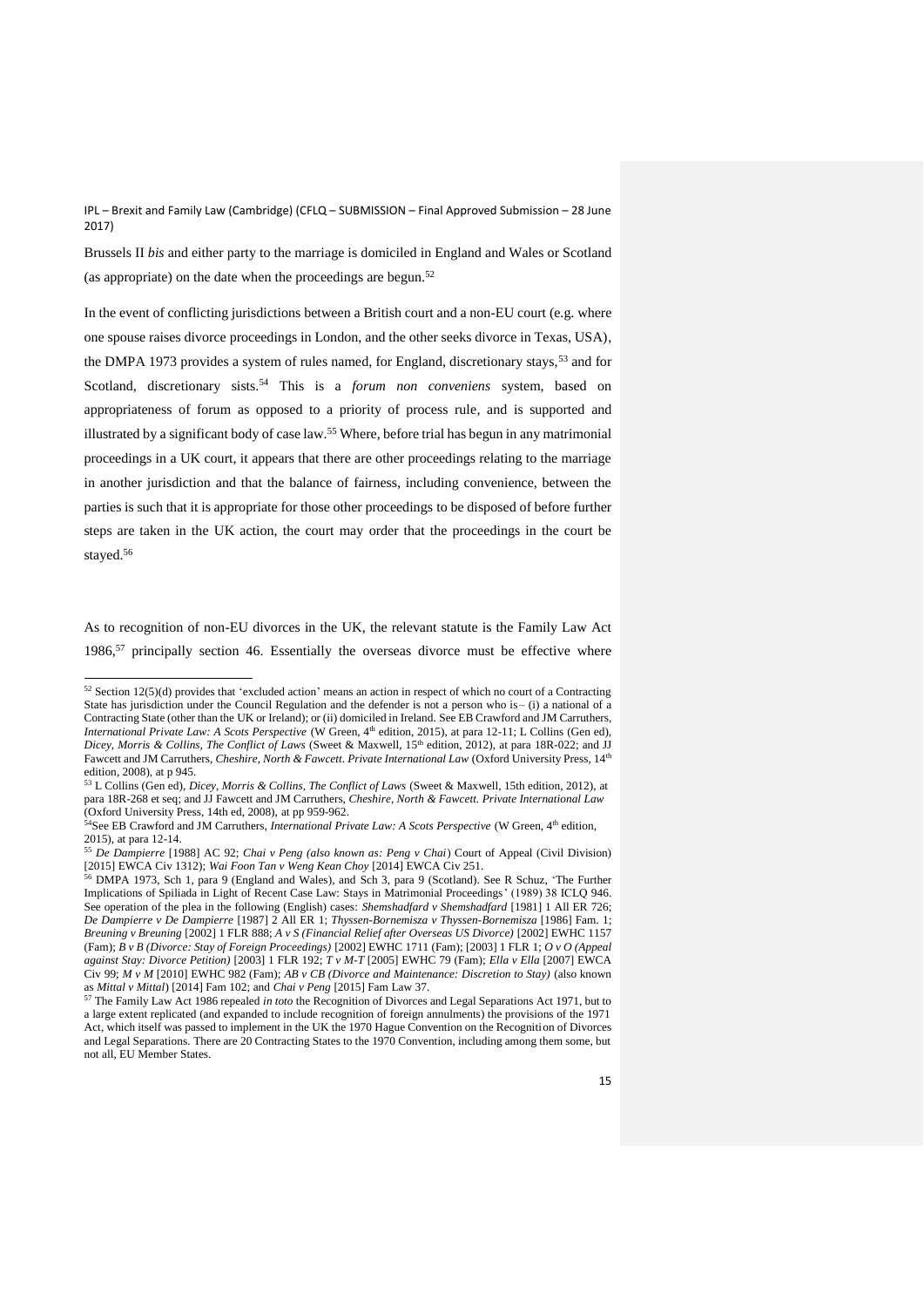Brussels II *bis* and either party to the marriage is domiciled in England and Wales or Scotland (as appropriate) on the date when the proceedings are begun.[52]

In the event of conflicting jurisdictions between a British court and a non-EU court (e.g. where one spouse raises divorce proceedings in London, and the other seeks divorce in Texas, USA), the DMPA 1973 provides a system of rules named, for England, discretionary stays,[53] and for Scotland, discretionary sists.[54] This is a *forum non conveniens* system, based on appropriateness of forum as opposed to a priority of process rule, and is supported and illustrated by a significant body of case law.[55] Where, before trial has begun in any matrimonial proceedings in a UK court, it appears that there are other proceedings relating to the marriage in another jurisdiction and that the balance of fairness, including convenience, between the parties is such that it is appropriate for those other proceedings to be disposed of before further steps are taken in the UK action, the court may order that the proceedings in the court be stayed.[56]

As to recognition of non-EU divorces in the UK, the relevant statute is the Family Law Act 1986,[57] principally section 46. Essentially the overseas divorce must be effective where

---

[52] Section 12(5)(d) provides that 'excluded action' means an action in respect of which no court of a Contracting State has jurisdiction under the Council Regulation and the defender is not a person who is – (i) a national of a Contracting State (other than the UK or Ireland); or (ii) domiciled in Ireland. See EB Crawford and JM Carruthers, *International Private Law: A Scots Perspective* (W Green, 4th edition, 2015), at para 12-11; L Collins (Gen ed), *Dicey, Morris & Collins, The Conflict of Laws* (Sweet & Maxwell, 15th edition, 2012), at para 18R-022; and JJ Fawcett and JM Carruthers, *Cheshire, North & Fawcett. Private International Law* (Oxford University Press, 14th edition, 2008), at p 945.

[53] L Collins (Gen ed), *Dicey, Morris & Collins, The Conflict of Laws* (Sweet & Maxwell, 15th edition, 2012), at para 18R-268 et seq; and JJ Fawcett and JM Carruthers, *Cheshire, North & Fawcett. Private International Law* (Oxford University Press, 14th ed, 2008), at pp 959-962.

[54] See EB Crawford and JM Carruthers, *International Private Law: A Scots Perspective* (W Green, 4th edition, 2015), at para 12-14.

[55] *De Dampierre* [1988] AC 92; *Chai v Peng (also known as: Peng v Chai*) Court of Appeal (Civil Division) [2015] EWCA Civ 1312); *Wai Foon Tan v Weng Kean Choy* [2014] EWCA Civ 251.

[56] DMPA 1973, Sch 1, para 9 (England and Wales), and Sch 3, para 9 (Scotland). See R Schuz, 'The Further Implications of Spiliada in Light of Recent Case Law: Stays in Matrimonial Proceedings' (1989) 38 ICLQ 946. See operation of the plea in the following (English) cases: *Shemshadfard v Shemshadfard* [1981] 1 All ER 726; *De Dampierre v De Dampierre* [1987] 2 All ER 1; *Thyssen-Bornemisza v Thyssen-Bornemisza* [1986] Fam. 1; *Breuning v Breuning* [2002] 1 FLR 888; *A v S (Financial Relief after Overseas US Divorce)* [2002] EWHC 1157 (Fam); *B v B (Divorce: Stay of Foreign Proceedings)* [2002] EWHC 1711 (Fam); [2003] 1 FLR 1; *O v O (Appeal against Stay: Divorce Petition)* [2003] 1 FLR 192; *T v M-T* [2005] EWHC 79 (Fam); *Ella v Ella* [2007] EWCA Civ 99; *M v M* [2010] EWHC 982 (Fam); *AB v CB (Divorce and Maintenance: Discretion to Stay)* (also known as *Mittal v Mittal*) [2014] Fam 102; and *Chai v Peng* [2015] Fam Law 37.

[57] The Family Law Act 1986 repealed *in toto* the Recognition of Divorces and Legal Separations Act 1971, but to a large extent replicated (and expanded to include recognition of foreign annulments) the provisions of the 1971 Act, which itself was passed to implement in the UK the 1970 Hague Convention on the Recognition of Divorces and Legal Separations. There are 20 Contracting States to the 1970 Convention, including among them some, but not all, EU Member States.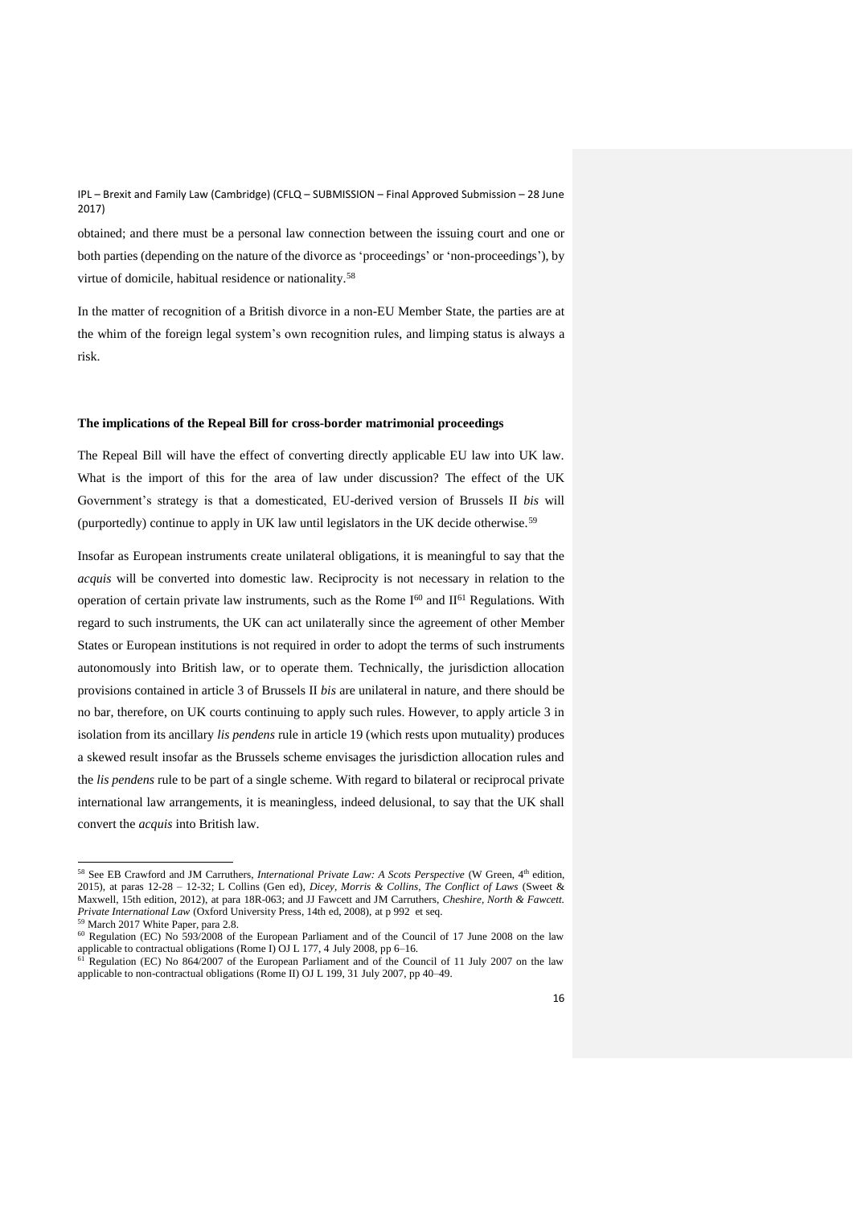obtained; and there must be a personal law connection between the issuing court and one or both parties (depending on the nature of the divorce as 'proceedings' or 'non-proceedings'), by virtue of domicile, habitual residence or nationality.[58]

In the matter of recognition of a British divorce in a non-EU Member State, the parties are at the whim of the foreign legal system's own recognition rules, and limping status is always a risk.

**The implications of the Repeal Bill for cross-border matrimonial proceedings**

The Repeal Bill will have the effect of converting directly applicable EU law into UK law. What is the import of this for the area of law under discussion? The effect of the UK Government's strategy is that a domesticated, EU-derived version of Brussels II *bis* will (purportedly) continue to apply in UK law until legislators in the UK decide otherwise.[59]

Insofar as European instruments create unilateral obligations, it is meaningful to say that the *acquis* will be converted into domestic law. Reciprocity is not necessary in relation to the operation of certain private law instruments, such as the Rome I[60] and II[61] Regulations. With regard to such instruments, the UK can act unilaterally since the agreement of other Member States or European institutions is not required in order to adopt the terms of such instruments autonomously into British law, or to operate them. Technically, the jurisdiction allocation provisions contained in article 3 of Brussels II *bis* are unilateral in nature, and there should be no bar, therefore, on UK courts continuing to apply such rules. However, to apply article 3 in isolation from its ancillary *lis pendens* rule in article 19 (which rests upon mutuality) produces a skewed result insofar as the Brussels scheme envisages the jurisdiction allocation rules and the *lis pendens* rule to be part of a single scheme. With regard to bilateral or reciprocal private international law arrangements, it is meaningless, indeed delusional, to say that the UK shall convert the *acquis* into British law.

---

[58] See EB Crawford and JM Carruthers, *International Private Law: A Scots Perspective* (W Green, 4th edition, 2015), at paras 12-28 – 12-32; L Collins (Gen ed), *Dicey, Morris & Collins, The Conflict of Laws* (Sweet & Maxwell, 15th edition, 2012), at para 18R-063; and JJ Fawcett and JM Carruthers, *Cheshire, North & Fawcett. Private International Law* (Oxford University Press, 14th ed, 2008), at p 992 et seq.

[59] March 2017 White Paper, para 2.8.

[60] Regulation (EC) No 593/2008 of the European Parliament and of the Council of 17 June 2008 on the law applicable to contractual obligations (Rome I) OJ L 177, 4 July 2008, pp 6–16.

[61] Regulation (EC) No 864/2007 of the European Parliament and of the Council of 11 July 2007 on the law applicable to non-contractual obligations (Rome II) OJ L 199, 31 July 2007, pp 40–49.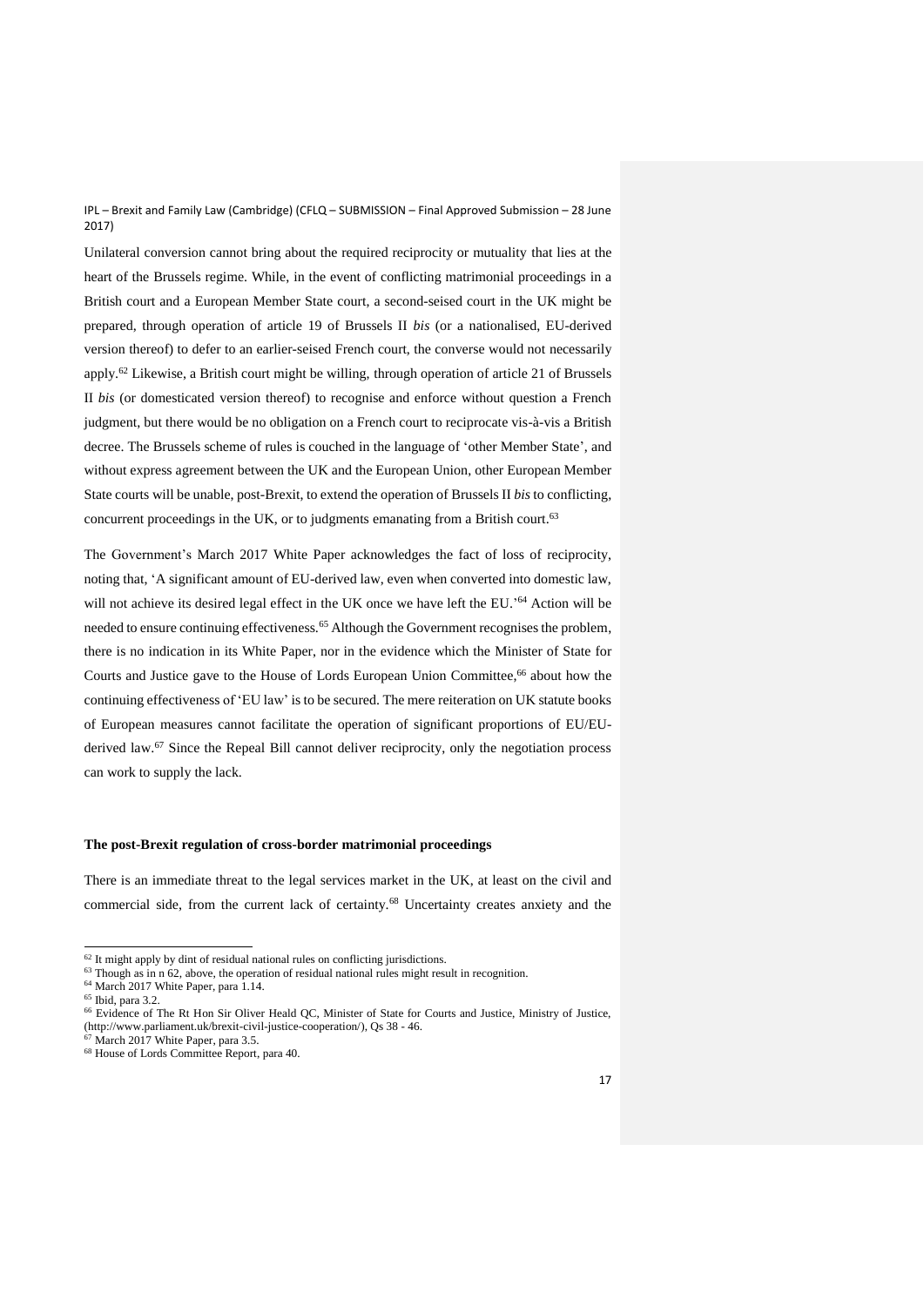Unilateral conversion cannot bring about the required reciprocity or mutuality that lies at the heart of the Brussels regime. While, in the event of conflicting matrimonial proceedings in a British court and a European Member State court, a second-seised court in the UK might be prepared, through operation of article 19 of Brussels II *bis* (or a nationalised, EU-derived version thereof) to defer to an earlier-seised French court, the converse would not necessarily apply.[62] Likewise, a British court might be willing, through operation of article 21 of Brussels II *bis* (or domesticated version thereof) to recognise and enforce without question a French judgment, but there would be no obligation on a French court to reciprocate vis-à-vis a British decree. The Brussels scheme of rules is couched in the language of 'other Member State', and without express agreement between the UK and the European Union, other European Member State courts will be unable, post-Brexit, to extend the operation of Brussels II *bis* to conflicting, concurrent proceedings in the UK, or to judgments emanating from a British court.[63]

The Government's March 2017 White Paper acknowledges the fact of loss of reciprocity, noting that, 'A significant amount of EU-derived law, even when converted into domestic law, will not achieve its desired legal effect in the UK once we have left the EU.'[64] Action will be needed to ensure continuing effectiveness.[65] Although the Government recognises the problem, there is no indication in its White Paper, nor in the evidence which the Minister of State for Courts and Justice gave to the House of Lords European Union Committee,[66] about how the continuing effectiveness of 'EU law' is to be secured. The mere reiteration on UK statute books of European measures cannot facilitate the operation of significant proportions of EU/EU-derived law.[67] Since the Repeal Bill cannot deliver reciprocity, only the negotiation process can work to supply the lack.

**The post-Brexit regulation of cross-border matrimonial proceedings**

There is an immediate threat to the legal services market in the UK, at least on the civil and commercial side, from the current lack of certainty.[68] Uncertainty creates anxiety and the

[62] It might apply by dint of residual national rules on conflicting jurisdictions.
[63] Though as in n 62, above, the operation of residual national rules might result in recognition.
[64] March 2017 White Paper, para 1.14.
[65] Ibid, para 3.2.
[66] Evidence of The Rt Hon Sir Oliver Heald QC, Minister of State for Courts and Justice, Ministry of Justice, (http://www.parliament.uk/brexit-civil-justice-cooperation/), Qs 38 - 46.
[67] March 2017 White Paper, para 3.5.
[68] House of Lords Committee Report, para 40.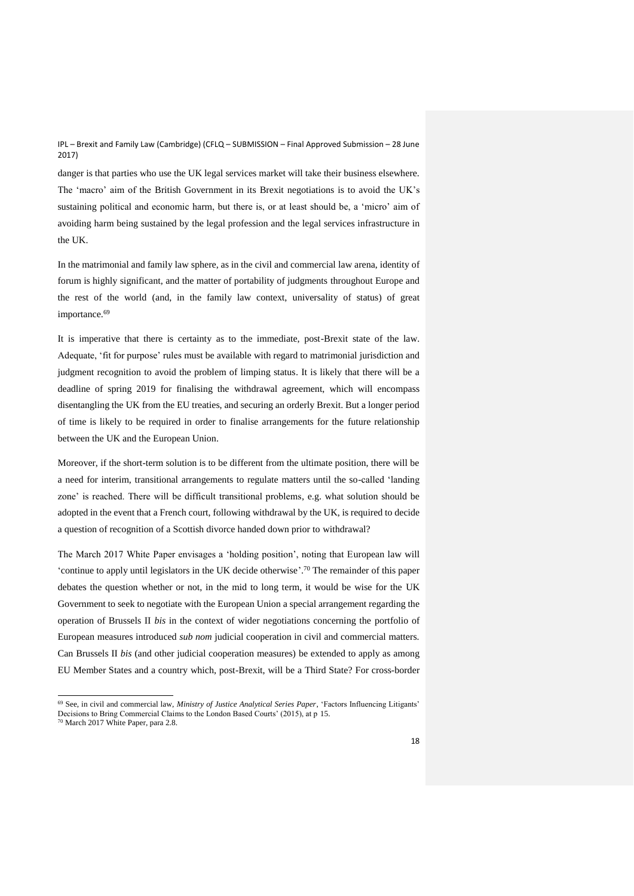danger is that parties who use the UK legal services market will take their business elsewhere. The 'macro' aim of the British Government in its Brexit negotiations is to avoid the UK's sustaining political and economic harm, but there is, or at least should be, a 'micro' aim of avoiding harm being sustained by the legal profession and the legal services infrastructure in the UK.

In the matrimonial and family law sphere, as in the civil and commercial law arena, identity of forum is highly significant, and the matter of portability of judgments throughout Europe and the rest of the world (and, in the family law context, universality of status) of great importance.[69]

It is imperative that there is certainty as to the immediate, post-Brexit state of the law. Adequate, 'fit for purpose' rules must be available with regard to matrimonial jurisdiction and judgment recognition to avoid the problem of limping status. It is likely that there will be a deadline of spring 2019 for finalising the withdrawal agreement, which will encompass disentangling the UK from the EU treaties, and securing an orderly Brexit. But a longer period of time is likely to be required in order to finalise arrangements for the future relationship between the UK and the European Union.

Moreover, if the short-term solution is to be different from the ultimate position, there will be a need for interim, transitional arrangements to regulate matters until the so-called 'landing zone' is reached. There will be difficult transitional problems, e.g. what solution should be adopted in the event that a French court, following withdrawal by the UK, is required to decide a question of recognition of a Scottish divorce handed down prior to withdrawal?

The March 2017 White Paper envisages a 'holding position', noting that European law will 'continue to apply until legislators in the UK decide otherwise'.[70] The remainder of this paper debates the question whether or not, in the mid to long term, it would be wise for the UK Government to seek to negotiate with the European Union a special arrangement regarding the operation of Brussels II *bis* in the context of wider negotiations concerning the portfolio of European measures introduced *sub nom* judicial cooperation in civil and commercial matters. Can Brussels II *bis* (and other judicial cooperation measures) be extended to apply as among EU Member States and a country which, post-Brexit, will be a Third State? For cross-border

---

[69] See, in civil and commercial law, *Ministry of Justice Analytical Series Paper*, 'Factors Influencing Litigants' Decisions to Bring Commercial Claims to the London Based Courts' (2015), at p 15.

[70] March 2017 White Paper, para 2.8.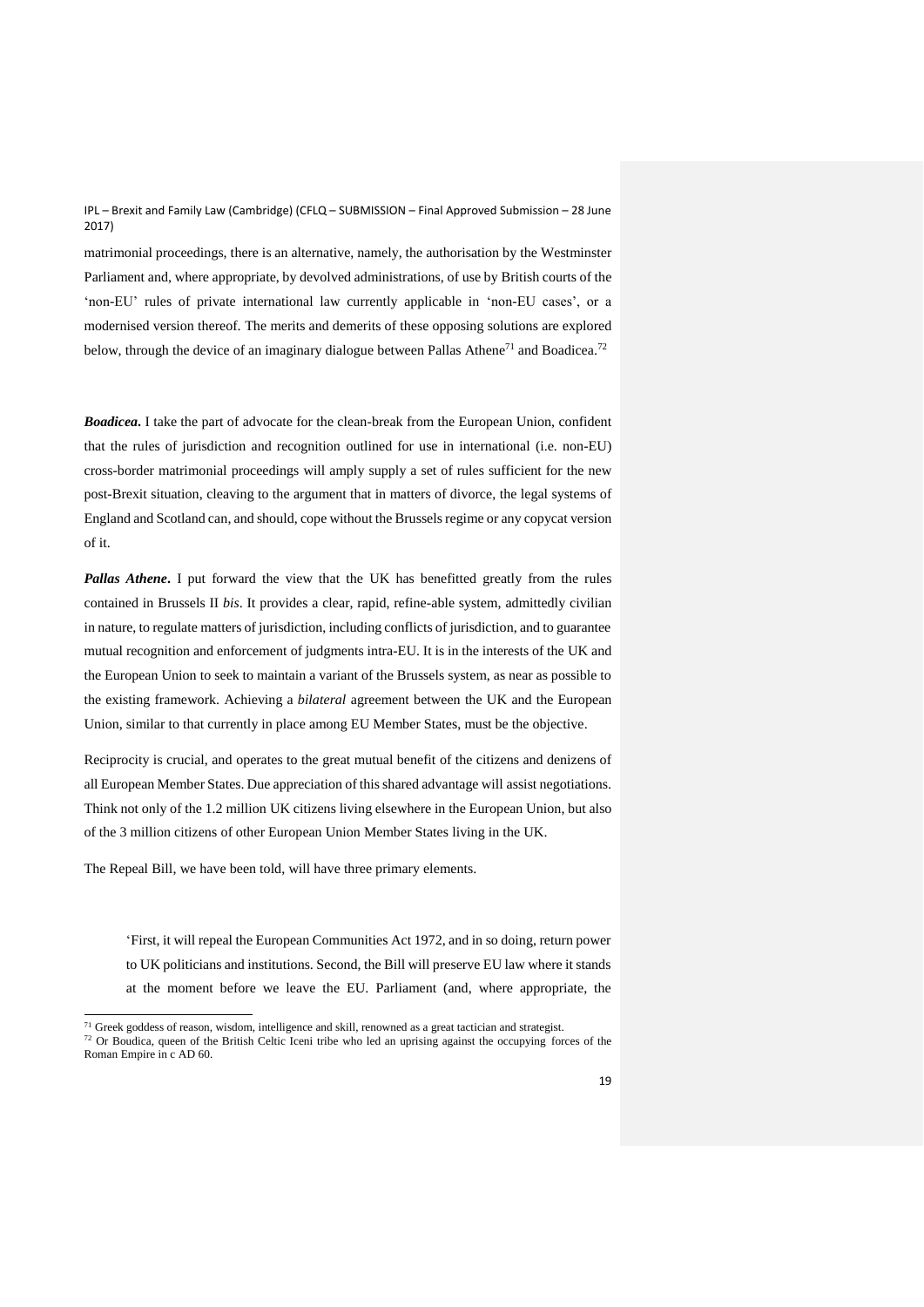matrimonial proceedings, there is an alternative, namely, the authorisation by the Westminster Parliament and, where appropriate, by devolved administrations, of use by British courts of the 'non-EU' rules of private international law currently applicable in 'non-EU cases', or a modernised version thereof. The merits and demerits of these opposing solutions are explored below, through the device of an imaginary dialogue between Pallas Athene[71] and Boadicea.[72]

***Boadicea***. I take the part of advocate for the clean-break from the European Union, confident that the rules of jurisdiction and recognition outlined for use in international (i.e. non-EU) cross-border matrimonial proceedings will amply supply a set of rules sufficient for the new post-Brexit situation, cleaving to the argument that in matters of divorce, the legal systems of England and Scotland can, and should, cope without the Brussels regime or any copycat version of it.

***Pallas Athene***. I put forward the view that the UK has benefitted greatly from the rules contained in Brussels II *bis*. It provides a clear, rapid, refine-able system, admittedly civilian in nature, to regulate matters of jurisdiction, including conflicts of jurisdiction, and to guarantee mutual recognition and enforcement of judgments intra-EU. It is in the interests of the UK and the European Union to seek to maintain a variant of the Brussels system, as near as possible to the existing framework. Achieving a *bilateral* agreement between the UK and the European Union, similar to that currently in place among EU Member States, must be the objective.

Reciprocity is crucial, and operates to the great mutual benefit of the citizens and denizens of all European Member States. Due appreciation of this shared advantage will assist negotiations. Think not only of the 1.2 million UK citizens living elsewhere in the European Union, but also of the 3 million citizens of other European Union Member States living in the UK.

The Repeal Bill, we have been told, will have three primary elements.

> 'First, it will repeal the European Communities Act 1972, and in so doing, return power to UK politicians and institutions. Second, the Bill will preserve EU law where it stands at the moment before we leave the EU. Parliament (and, where appropriate, the

[71] Greek goddess of reason, wisdom, intelligence and skill, renowned as a great tactician and strategist.

[72] Or Boudica, queen of the British Celtic Iceni tribe who led an uprising against the occupying forces of the Roman Empire in c AD 60.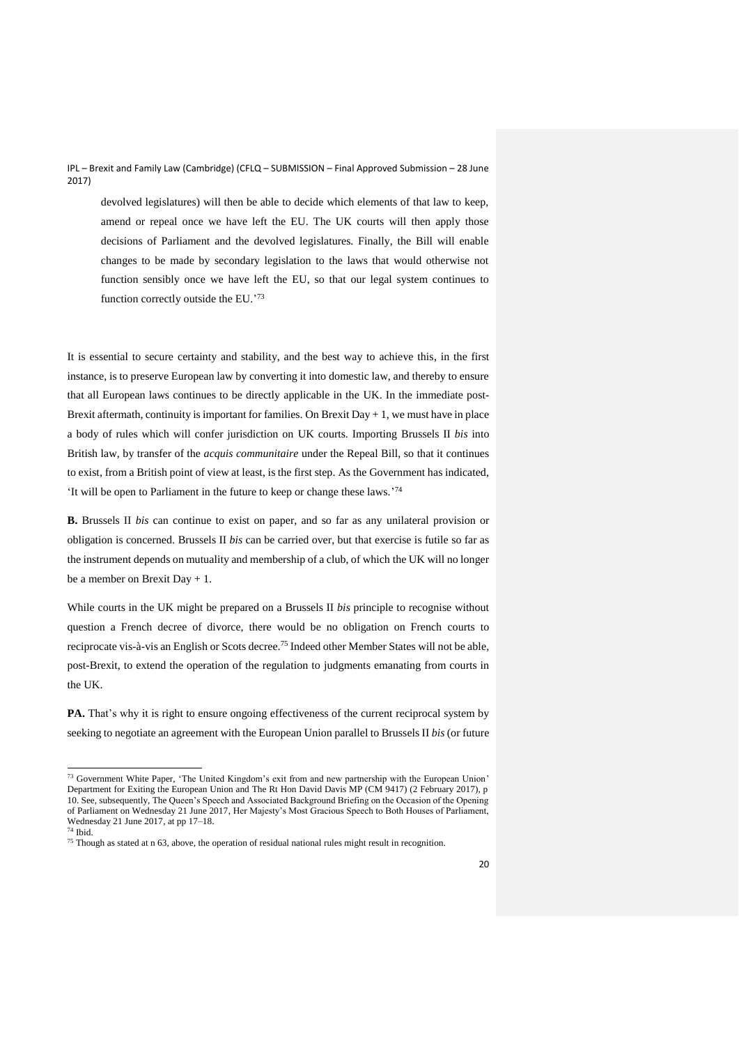devolved legislatures) will then be able to decide which elements of that law to keep, amend or repeal once we have left the EU. The UK courts will then apply those decisions of Parliament and the devolved legislatures. Finally, the Bill will enable changes to be made by secondary legislation to the laws that would otherwise not function sensibly once we have left the EU, so that our legal system continues to function correctly outside the EU.'[73]

It is essential to secure certainty and stability, and the best way to achieve this, in the first instance, is to preserve European law by converting it into domestic law, and thereby to ensure that all European laws continues to be directly applicable in the UK. In the immediate post-Brexit aftermath, continuity is important for families. On Brexit Day + 1, we must have in place a body of rules which will confer jurisdiction on UK courts. Importing Brussels II *bis* into British law, by transfer of the *acquis communitaire* under the Repeal Bill, so that it continues to exist, from a British point of view at least, is the first step. As the Government has indicated, 'It will be open to Parliament in the future to keep or change these laws.'[74]

**B.** Brussels II *bis* can continue to exist on paper, and so far as any unilateral provision or obligation is concerned. Brussels II *bis* can be carried over, but that exercise is futile so far as the instrument depends on mutuality and membership of a club, of which the UK will no longer be a member on Brexit Day + 1.

While courts in the UK might be prepared on a Brussels II *bis* principle to recognise without question a French decree of divorce, there would be no obligation on French courts to reciprocate vis-à-vis an English or Scots decree.[75] Indeed other Member States will not be able, post-Brexit, to extend the operation of the regulation to judgments emanating from courts in the UK.

**PA.** That's why it is right to ensure ongoing effectiveness of the current reciprocal system by seeking to negotiate an agreement with the European Union parallel to Brussels II *bis* (or future

---

[73] Government White Paper, 'The United Kingdom's exit from and new partnership with the European Union' Department for Exiting the European Union and The Rt Hon David Davis MP (CM 9417) (2 February 2017), p 10. See, subsequently, The Queen's Speech and Associated Background Briefing on the Occasion of the Opening of Parliament on Wednesday 21 June 2017, Her Majesty's Most Gracious Speech to Both Houses of Parliament, Wednesday 21 June 2017, at pp 17–18.

[74] Ibid.

[75] Though as stated at n 63, above, the operation of residual national rules might result in recognition.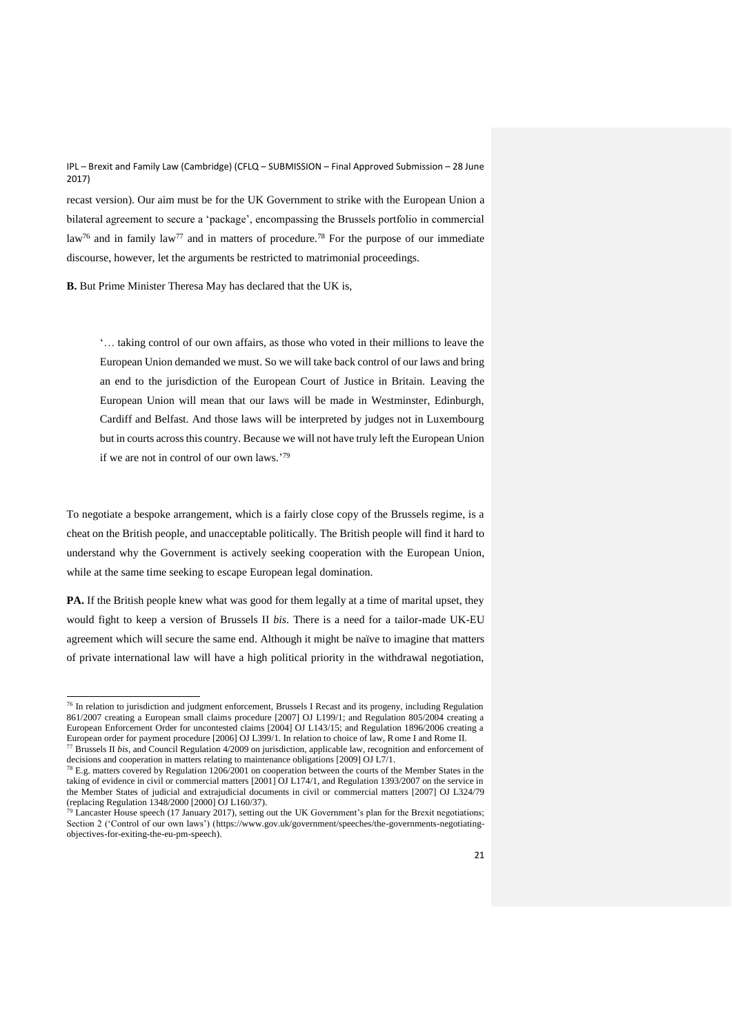recast version). Our aim must be for the UK Government to strike with the European Union a bilateral agreement to secure a 'package', encompassing the Brussels portfolio in commercial law[76] and in family law[77] and in matters of procedure.[78] For the purpose of our immediate discourse, however, let the arguments be restricted to matrimonial proceedings.

**B.** But Prime Minister Theresa May has declared that the UK is,

> '… taking control of our own affairs, as those who voted in their millions to leave the European Union demanded we must. So we will take back control of our laws and bring an end to the jurisdiction of the European Court of Justice in Britain. Leaving the European Union will mean that our laws will be made in Westminster, Edinburgh, Cardiff and Belfast. And those laws will be interpreted by judges not in Luxembourg but in courts across this country. Because we will not have truly left the European Union if we are not in control of our own laws.'[79]

To negotiate a bespoke arrangement, which is a fairly close copy of the Brussels regime, is a cheat on the British people, and unacceptable politically. The British people will find it hard to understand why the Government is actively seeking cooperation with the European Union, while at the same time seeking to escape European legal domination.

**PA.** If the British people knew what was good for them legally at a time of marital upset, they would fight to keep a version of Brussels II *bis*. There is a need for a tailor-made UK-EU agreement which will secure the same end. Although it might be naïve to imagine that matters of private international law will have a high political priority in the withdrawal negotiation,

---

[76] In relation to jurisdiction and judgment enforcement, Brussels I Recast and its progeny, including Regulation 861/2007 creating a European small claims procedure [2007] OJ L199/1; and Regulation 805/2004 creating a European Enforcement Order for uncontested claims [2004] OJ L143/15; and Regulation 1896/2006 creating a European order for payment procedure [2006] OJ L399/1. In relation to choice of law, Rome I and Rome II.

[77] Brussels II *bis*, and Council Regulation 4/2009 on jurisdiction, applicable law, recognition and enforcement of decisions and cooperation in matters relating to maintenance obligations [2009] OJ L7/1.

[78] E.g. matters covered by Regulation 1206/2001 on cooperation between the courts of the Member States in the taking of evidence in civil or commercial matters [2001] OJ L174/1, and Regulation 1393/2007 on the service in the Member States of judicial and extrajudicial documents in civil or commercial matters [2007] OJ L324/79 (replacing Regulation 1348/2000 [2000] OJ L160/37).

[79] Lancaster House speech (17 January 2017), setting out the UK Government's plan for the Brexit negotiations; Section 2 ('Control of our own laws') (https://www.gov.uk/government/speeches/the-governments-negotiating-objectives-for-exiting-the-eu-pm-speech).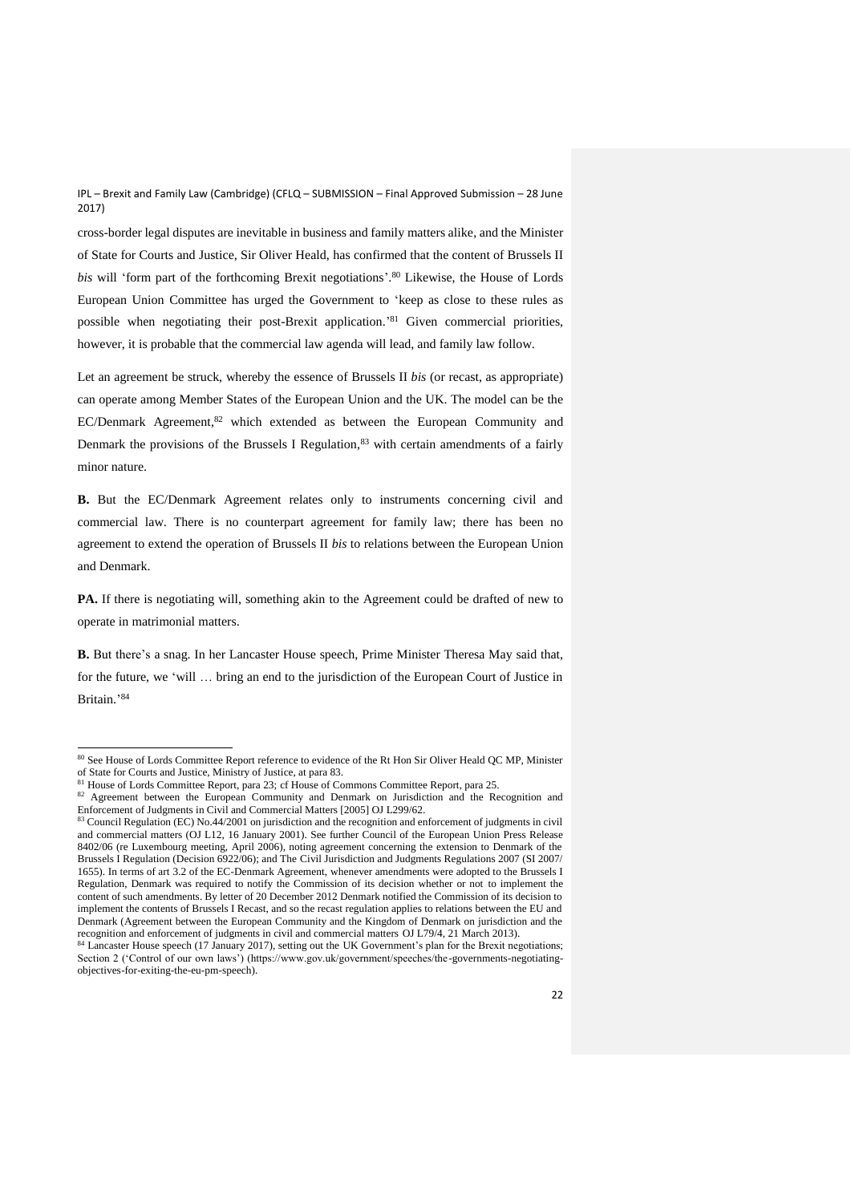cross-border legal disputes are inevitable in business and family matters alike, and the Minister of State for Courts and Justice, Sir Oliver Heald, has confirmed that the content of Brussels II *bis* will 'form part of the forthcoming Brexit negotiations'.[80] Likewise, the House of Lords European Union Committee has urged the Government to 'keep as close to these rules as possible when negotiating their post-Brexit application.'[81] Given commercial priorities, however, it is probable that the commercial law agenda will lead, and family law follow.

Let an agreement be struck, whereby the essence of Brussels II *bis* (or recast, as appropriate) can operate among Member States of the European Union and the UK. The model can be the EC/Denmark Agreement,[82] which extended as between the European Community and Denmark the provisions of the Brussels I Regulation,[83] with certain amendments of a fairly minor nature.

**B.** But the EC/Denmark Agreement relates only to instruments concerning civil and commercial law. There is no counterpart agreement for family law; there has been no agreement to extend the operation of Brussels II *bis* to relations between the European Union and Denmark.

**PA.** If there is negotiating will, something akin to the Agreement could be drafted of new to operate in matrimonial matters.

**B.** But there's a snag. In her Lancaster House speech, Prime Minister Theresa May said that, for the future, we 'will … bring an end to the jurisdiction of the European Court of Justice in Britain.'[84]

---

[80] See House of Lords Committee Report reference to evidence of the Rt Hon Sir Oliver Heald QC MP, Minister of State for Courts and Justice, Ministry of Justice, at para 83.

[81] House of Lords Committee Report, para 23; cf House of Commons Committee Report, para 25.

[82] Agreement between the European Community and Denmark on Jurisdiction and the Recognition and Enforcement of Judgments in Civil and Commercial Matters [2005] OJ L299/62.

[83] Council Regulation (EC) No.44/2001 on jurisdiction and the recognition and enforcement of judgments in civil and commercial matters (OJ L12, 16 January 2001). See further Council of the European Union Press Release 8402/06 (re Luxembourg meeting, April 2006), noting agreement concerning the extension to Denmark of the Brussels I Regulation (Decision 6922/06); and The Civil Jurisdiction and Judgments Regulations 2007 (SI 2007/ 1655). In terms of art 3.2 of the EC-Denmark Agreement, whenever amendments were adopted to the Brussels I Regulation, Denmark was required to notify the Commission of its decision whether or not to implement the content of such amendments. By letter of 20 December 2012 Denmark notified the Commission of its decision to implement the contents of Brussels I Recast, and so the recast regulation applies to relations between the EU and Denmark (Agreement between the European Community and the Kingdom of Denmark on jurisdiction and the recognition and enforcement of judgments in civil and commercial matters OJ L79/4, 21 March 2013).

[84] Lancaster House speech (17 January 2017), setting out the UK Government's plan for the Brexit negotiations; Section 2 ('Control of our own laws') (https://www.gov.uk/government/speeches/the-governments-negotiating-objectives-for-exiting-the-eu-pm-speech).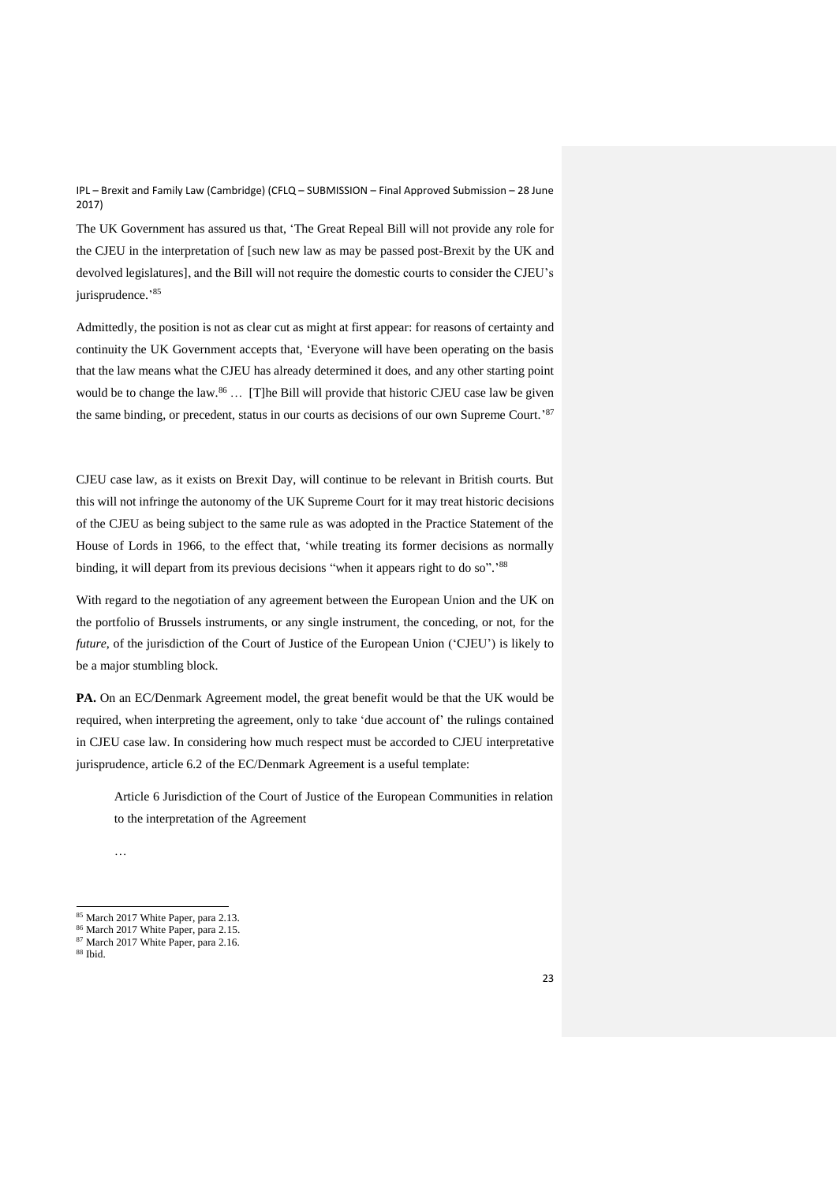The UK Government has assured us that, 'The Great Repeal Bill will not provide any role for the CJEU in the interpretation of [such new law as may be passed post-Brexit by the UK and devolved legislatures], and the Bill will not require the domestic courts to consider the CJEU's jurisprudence.'[85]

Admittedly, the position is not as clear cut as might at first appear: for reasons of certainty and continuity the UK Government accepts that, 'Everyone will have been operating on the basis that the law means what the CJEU has already determined it does, and any other starting point would be to change the law.[86] … [T]he Bill will provide that historic CJEU case law be given the same binding, or precedent, status in our courts as decisions of our own Supreme Court.'[87]

CJEU case law, as it exists on Brexit Day, will continue to be relevant in British courts. But this will not infringe the autonomy of the UK Supreme Court for it may treat historic decisions of the CJEU as being subject to the same rule as was adopted in the Practice Statement of the House of Lords in 1966, to the effect that, 'while treating its former decisions as normally binding, it will depart from its previous decisions "when it appears right to do so".'[88]

With regard to the negotiation of any agreement between the European Union and the UK on the portfolio of Brussels instruments, or any single instrument, the conceding, or not, for the *future*, of the jurisdiction of the Court of Justice of the European Union ('CJEU') is likely to be a major stumbling block.

**PA.** On an EC/Denmark Agreement model, the great benefit would be that the UK would be required, when interpreting the agreement, only to take 'due account of' the rulings contained in CJEU case law. In considering how much respect must be accorded to CJEU interpretative jurisprudence, article 6.2 of the EC/Denmark Agreement is a useful template:

> Article 6 Jurisdiction of the Court of Justice of the European Communities in relation to the interpretation of the Agreement
>
> …

[85] March 2017 White Paper, para 2.13.
[86] March 2017 White Paper, para 2.15.
[87] March 2017 White Paper, para 2.16.
[88] Ibid.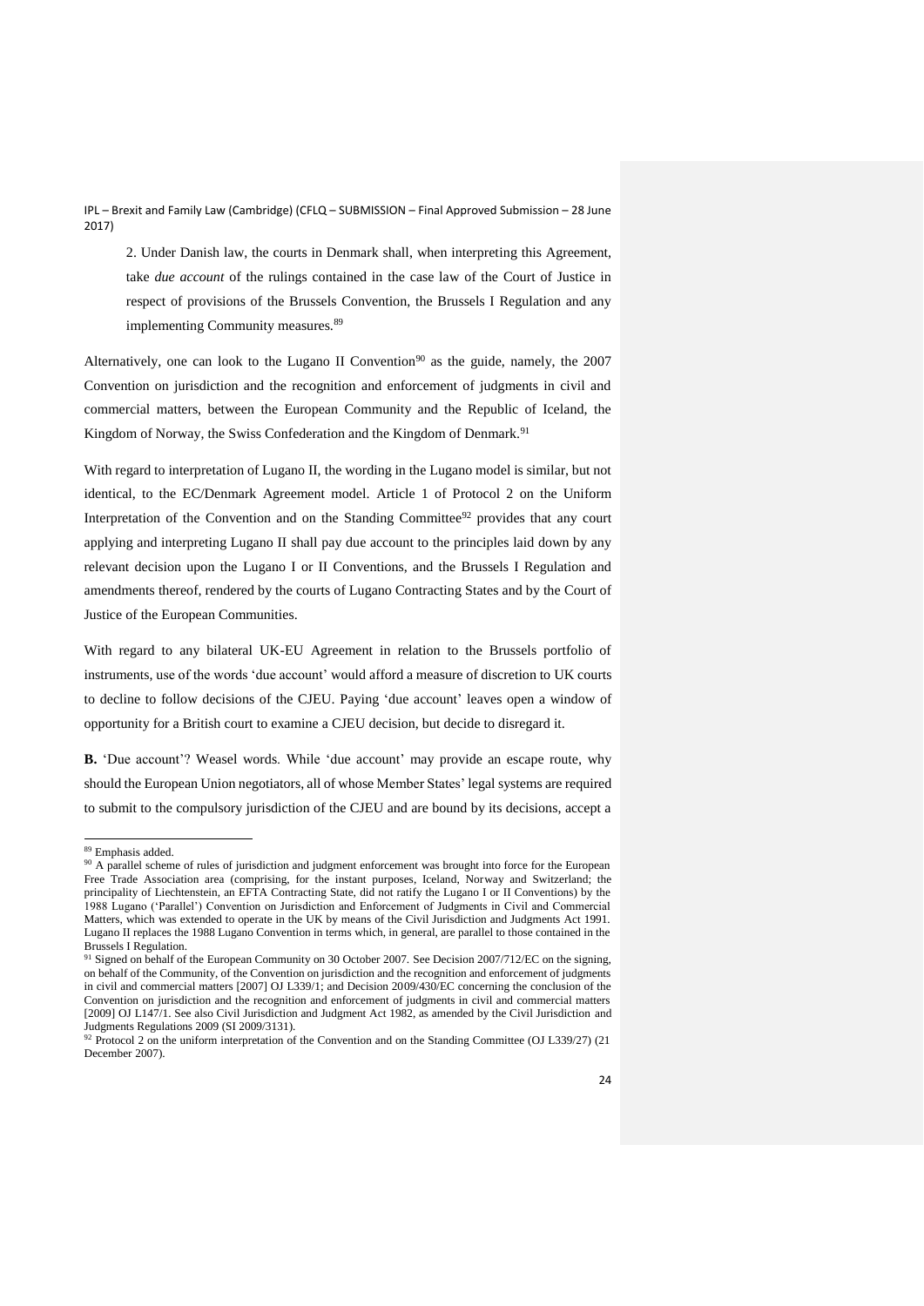> 2. Under Danish law, the courts in Denmark shall, when interpreting this Agreement, take *due account* of the rulings contained in the case law of the Court of Justice in respect of provisions of the Brussels Convention, the Brussels I Regulation and any implementing Community measures.[89]

Alternatively, one can look to the Lugano II Convention[90] as the guide, namely, the 2007 Convention on jurisdiction and the recognition and enforcement of judgments in civil and commercial matters, between the European Community and the Republic of Iceland, the Kingdom of Norway, the Swiss Confederation and the Kingdom of Denmark.[91]

With regard to interpretation of Lugano II, the wording in the Lugano model is similar, but not identical, to the EC/Denmark Agreement model. Article 1 of Protocol 2 on the Uniform Interpretation of the Convention and on the Standing Committee[92] provides that any court applying and interpreting Lugano II shall pay due account to the principles laid down by any relevant decision upon the Lugano I or II Conventions, and the Brussels I Regulation and amendments thereof, rendered by the courts of Lugano Contracting States and by the Court of Justice of the European Communities.

With regard to any bilateral UK-EU Agreement in relation to the Brussels portfolio of instruments, use of the words 'due account' would afford a measure of discretion to UK courts to decline to follow decisions of the CJEU. Paying 'due account' leaves open a window of opportunity for a British court to examine a CJEU decision, but decide to disregard it.

**B.** 'Due account'? Weasel words. While 'due account' may provide an escape route, why should the European Union negotiators, all of whose Member States' legal systems are required to submit to the compulsory jurisdiction of the CJEU and are bound by its decisions, accept a

---

[89] Emphasis added.

[90] A parallel scheme of rules of jurisdiction and judgment enforcement was brought into force for the European Free Trade Association area (comprising, for the instant purposes, Iceland, Norway and Switzerland; the principality of Liechtenstein, an EFTA Contracting State, did not ratify the Lugano I or II Conventions) by the 1988 Lugano ('Parallel') Convention on Jurisdiction and Enforcement of Judgments in Civil and Commercial Matters, which was extended to operate in the UK by means of the Civil Jurisdiction and Judgments Act 1991. Lugano II replaces the 1988 Lugano Convention in terms which, in general, are parallel to those contained in the Brussels I Regulation.

[91] Signed on behalf of the European Community on 30 October 2007. See Decision 2007/712/EC on the signing, on behalf of the Community, of the Convention on jurisdiction and the recognition and enforcement of judgments in civil and commercial matters [2007] OJ L339/1; and Decision 2009/430/EC concerning the conclusion of the Convention on jurisdiction and the recognition and enforcement of judgments in civil and commercial matters [2009] OJ L147/1. See also Civil Jurisdiction and Judgment Act 1982, as amended by the Civil Jurisdiction and Judgments Regulations 2009 (SI 2009/3131).

[92] Protocol 2 on the uniform interpretation of the Convention and on the Standing Committee (OJ L339/27) (21 December 2007).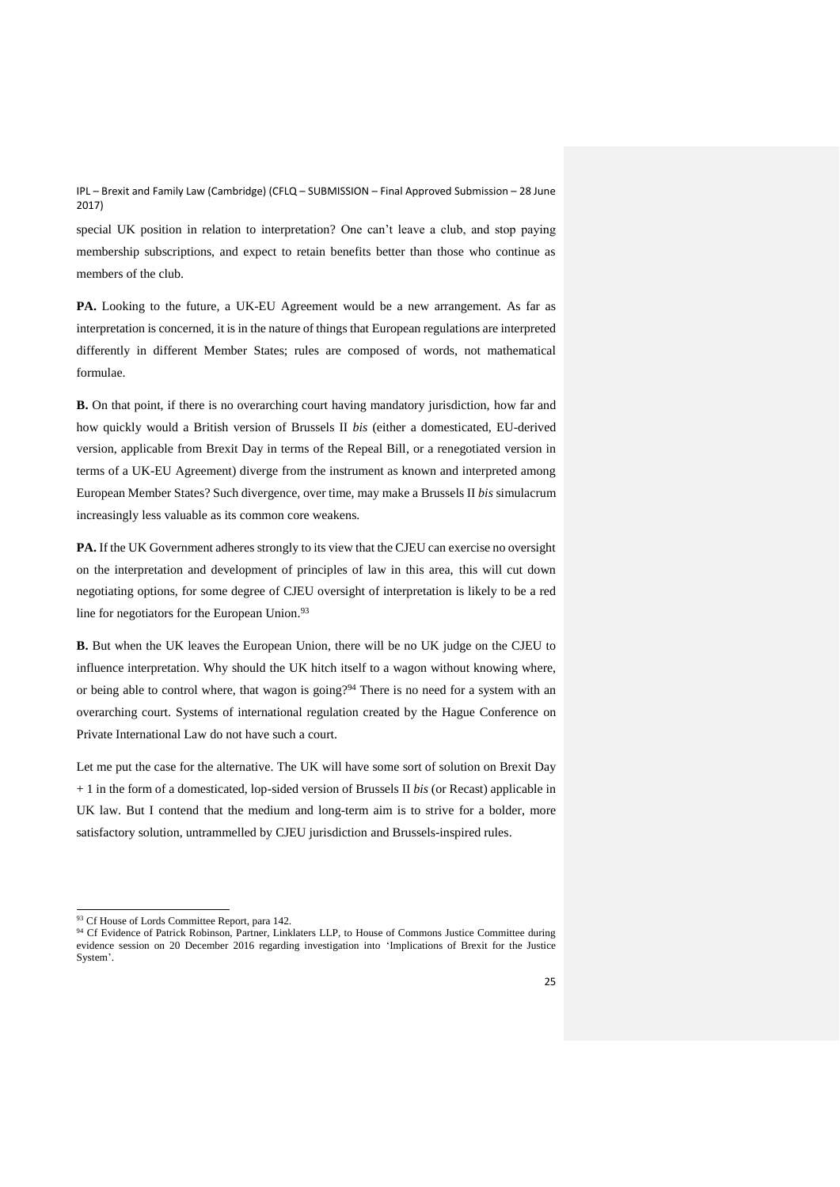special UK position in relation to interpretation? One can't leave a club, and stop paying membership subscriptions, and expect to retain benefits better than those who continue as members of the club.

**PA.** Looking to the future, a UK-EU Agreement would be a new arrangement. As far as interpretation is concerned, it is in the nature of things that European regulations are interpreted differently in different Member States; rules are composed of words, not mathematical formulae.

**B.** On that point, if there is no overarching court having mandatory jurisdiction, how far and how quickly would a British version of Brussels II *bis* (either a domesticated, EU-derived version, applicable from Brexit Day in terms of the Repeal Bill, or a renegotiated version in terms of a UK-EU Agreement) diverge from the instrument as known and interpreted among European Member States? Such divergence, over time, may make a Brussels II *bis* simulacrum increasingly less valuable as its common core weakens.

**PA.** If the UK Government adheres strongly to its view that the CJEU can exercise no oversight on the interpretation and development of principles of law in this area, this will cut down negotiating options, for some degree of CJEU oversight of interpretation is likely to be a red line for negotiators for the European Union.[93]

**B.** But when the UK leaves the European Union, there will be no UK judge on the CJEU to influence interpretation. Why should the UK hitch itself to a wagon without knowing where, or being able to control where, that wagon is going?[94] There is no need for a system with an overarching court. Systems of international regulation created by the Hague Conference on Private International Law do not have such a court.

Let me put the case for the alternative. The UK will have some sort of solution on Brexit Day + 1 in the form of a domesticated, lop-sided version of Brussels II *bis* (or Recast) applicable in UK law. But I contend that the medium and long-term aim is to strive for a bolder, more satisfactory solution, untrammelled by CJEU jurisdiction and Brussels-inspired rules.

---

[93] Cf House of Lords Committee Report, para 142.

[94] Cf Evidence of Patrick Robinson, Partner, Linklaters LLP, to House of Commons Justice Committee during evidence session on 20 December 2016 regarding investigation into 'Implications of Brexit for the Justice System'.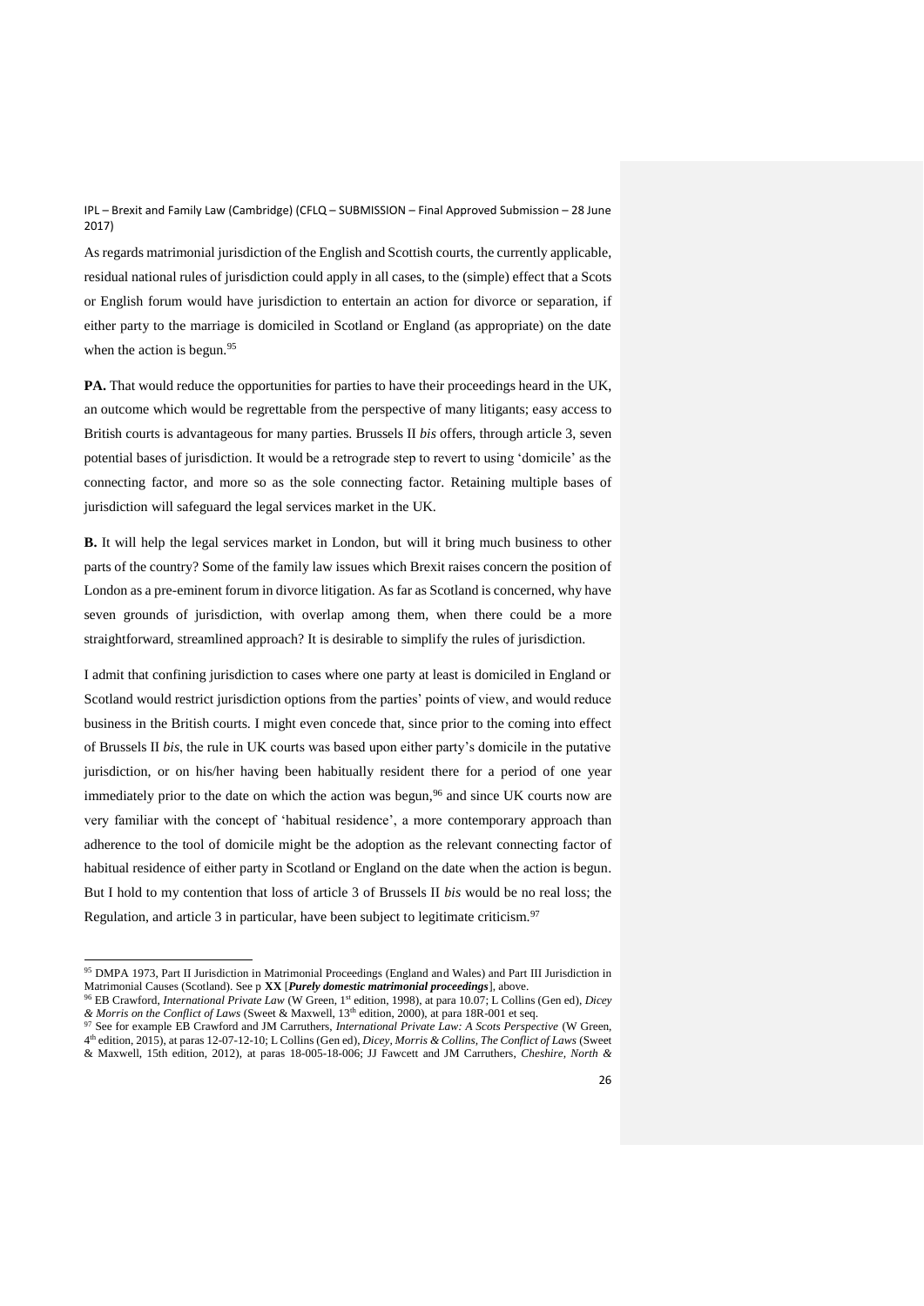As regards matrimonial jurisdiction of the English and Scottish courts, the currently applicable, residual national rules of jurisdiction could apply in all cases, to the (simple) effect that a Scots or English forum would have jurisdiction to entertain an action for divorce or separation, if either party to the marriage is domiciled in Scotland or England (as appropriate) on the date when the action is begun.[95]

**PA.** That would reduce the opportunities for parties to have their proceedings heard in the UK, an outcome which would be regrettable from the perspective of many litigants; easy access to British courts is advantageous for many parties. Brussels II *bis* offers, through article 3, seven potential bases of jurisdiction. It would be a retrograde step to revert to using 'domicile' as the connecting factor, and more so as the sole connecting factor. Retaining multiple bases of jurisdiction will safeguard the legal services market in the UK.

**B.** It will help the legal services market in London, but will it bring much business to other parts of the country? Some of the family law issues which Brexit raises concern the position of London as a pre-eminent forum in divorce litigation. As far as Scotland is concerned, why have seven grounds of jurisdiction, with overlap among them, when there could be a more straightforward, streamlined approach? It is desirable to simplify the rules of jurisdiction.

I admit that confining jurisdiction to cases where one party at least is domiciled in England or Scotland would restrict jurisdiction options from the parties' points of view, and would reduce business in the British courts. I might even concede that, since prior to the coming into effect of Brussels II *bis*, the rule in UK courts was based upon either party's domicile in the putative jurisdiction, or on his/her having been habitually resident there for a period of one year immediately prior to the date on which the action was begun,[96] and since UK courts now are very familiar with the concept of 'habitual residence', a more contemporary approach than adherence to the tool of domicile might be the adoption as the relevant connecting factor of habitual residence of either party in Scotland or England on the date when the action is begun. But I hold to my contention that loss of article 3 of Brussels II *bis* would be no real loss; the Regulation, and article 3 in particular, have been subject to legitimate criticism.[97]

---

[95] DMPA 1973, Part II Jurisdiction in Matrimonial Proceedings (England and Wales) and Part III Jurisdiction in Matrimonial Causes (Scotland). See p **XX** [***Purely domestic matrimonial proceedings***], above.

[96] EB Crawford, *International Private Law* (W Green, 1st edition, 1998), at para 10.07; L Collins (Gen ed), *Dicey & Morris on the Conflict of Laws* (Sweet & Maxwell, 13th edition, 2000), at para 18R-001 et seq.

[97] See for example EB Crawford and JM Carruthers, *International Private Law: A Scots Perspective* (W Green, 4th edition, 2015), at paras 12-07-12-10; L Collins (Gen ed), *Dicey, Morris & Collins, The Conflict of Laws* (Sweet & Maxwell, 15th edition, 2012), at paras 18-005-18-006; JJ Fawcett and JM Carruthers, *Cheshire, North &*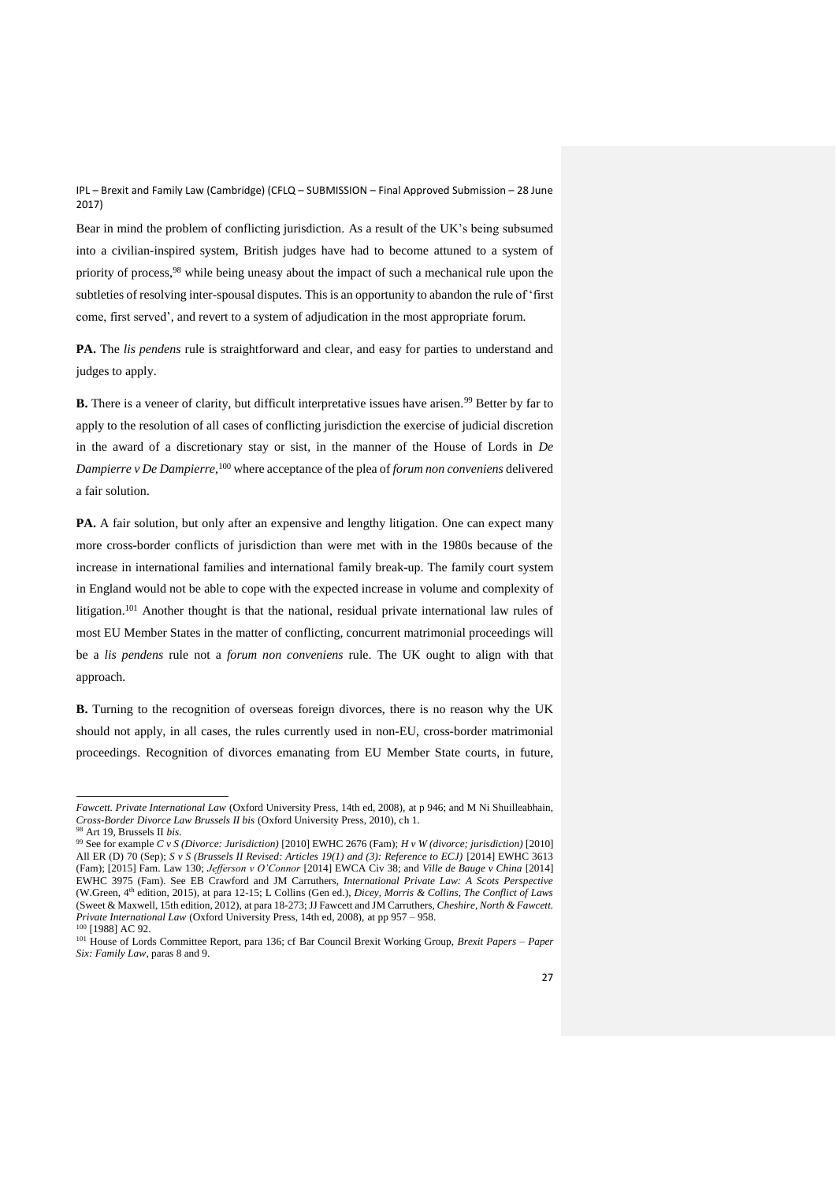Bear in mind the problem of conflicting jurisdiction. As a result of the UK's being subsumed into a civilian-inspired system, British judges have had to become attuned to a system of priority of process,[98] while being uneasy about the impact of such a mechanical rule upon the subtleties of resolving inter-spousal disputes. This is an opportunity to abandon the rule of 'first come, first served', and revert to a system of adjudication in the most appropriate forum.

**PA.** The *lis pendens* rule is straightforward and clear, and easy for parties to understand and judges to apply.

**B.** There is a veneer of clarity, but difficult interpretative issues have arisen.[99] Better by far to apply to the resolution of all cases of conflicting jurisdiction the exercise of judicial discretion in the award of a discretionary stay or sist, in the manner of the House of Lords in *De Dampierre v De Dampierre*,[100] where acceptance of the plea of *forum non conveniens* delivered a fair solution.

**PA.** A fair solution, but only after an expensive and lengthy litigation. One can expect many more cross-border conflicts of jurisdiction than were met with in the 1980s because of the increase in international families and international family break-up. The family court system in England would not be able to cope with the expected increase in volume and complexity of litigation.[101] Another thought is that the national, residual private international law rules of most EU Member States in the matter of conflicting, concurrent matrimonial proceedings will be a *lis pendens* rule not a *forum non conveniens* rule. The UK ought to align with that approach.

**B.** Turning to the recognition of overseas foreign divorces, there is no reason why the UK should not apply, in all cases, the rules currently used in non-EU, cross-border matrimonial proceedings. Recognition of divorces emanating from EU Member State courts, in future,

---

*Fawcett. Private International Law* (Oxford University Press, 14th ed, 2008), at p 946; and M Ni Shuilleabhain, *Cross-Border Divorce Law Brussels II bis* (Oxford University Press, 2010), ch 1.

[98] Art 19, Brussels II *bis*.

[99] See for example *C v S (Divorce: Jurisdiction)* [2010] EWHC 2676 (Fam); *H v W (divorce; jurisdiction)* [2010] All ER (D) 70 (Sep); *S v S (Brussels II Revised: Articles 19(1) and (3): Reference to ECJ)* [2014] EWHC 3613 (Fam); [2015] Fam. Law 130; *Jefferson v O'Connor* [2014] EWCA Civ 38; and *Ville de Bauge v China* [2014] EWHC 3975 (Fam). See EB Crawford and JM Carruthers, *International Private Law: A Scots Perspective* (W.Green, 4th edition, 2015), at para 12-15; L Collins (Gen ed.), *Dicey, Morris & Collins, The Conflict of Laws* (Sweet & Maxwell, 15th edition, 2012), at para 18-273; JJ Fawcett and JM Carruthers, *Cheshire, North & Fawcett. Private International Law* (Oxford University Press, 14th ed, 2008), at pp 957 – 958.

[100] [1988] AC 92.

[101] House of Lords Committee Report, para 136; cf Bar Council Brexit Working Group, *Brexit Papers – Paper Six: Family Law*, paras 8 and 9.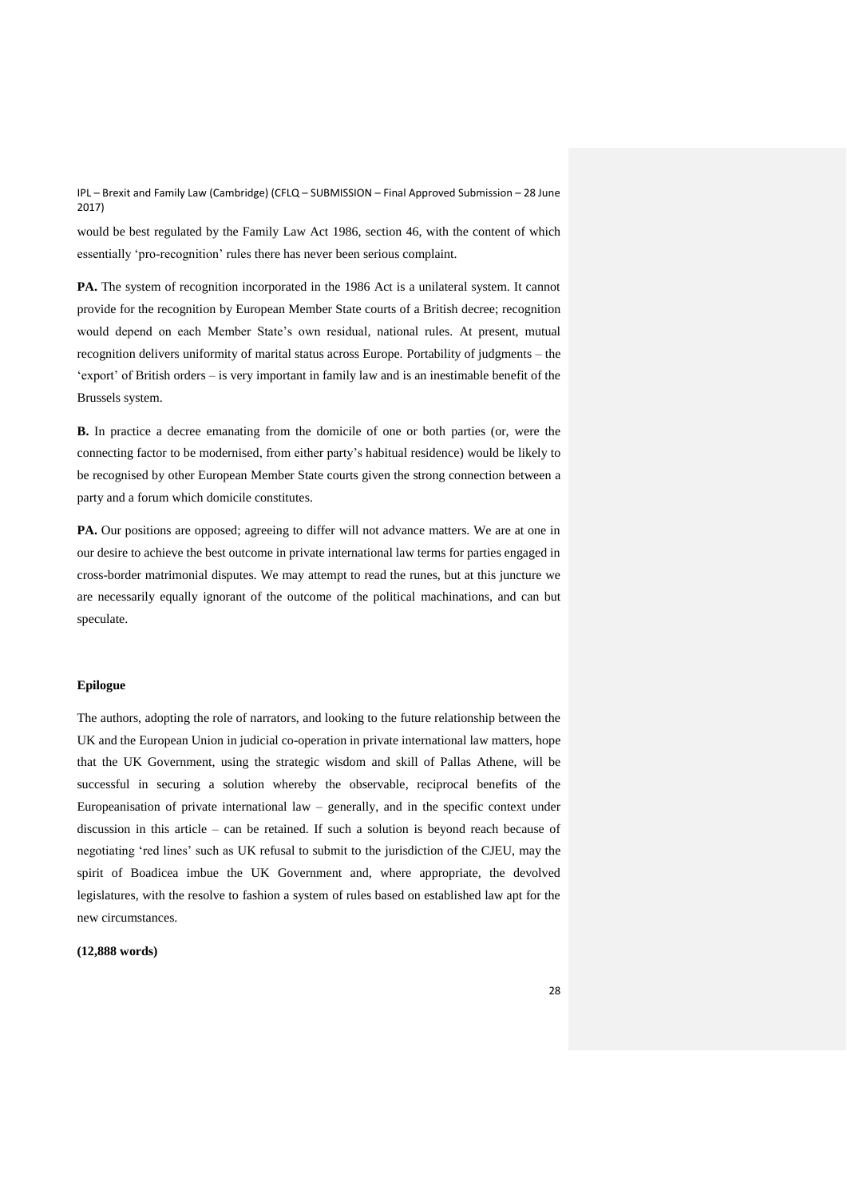would be best regulated by the Family Law Act 1986, section 46, with the content of which essentially 'pro-recognition' rules there has never been serious complaint.

**PA.** The system of recognition incorporated in the 1986 Act is a unilateral system. It cannot provide for the recognition by European Member State courts of a British decree; recognition would depend on each Member State's own residual, national rules. At present, mutual recognition delivers uniformity of marital status across Europe. Portability of judgments – the 'export' of British orders – is very important in family law and is an inestimable benefit of the Brussels system.

**B.** In practice a decree emanating from the domicile of one or both parties (or, were the connecting factor to be modernised, from either party's habitual residence) would be likely to be recognised by other European Member State courts given the strong connection between a party and a forum which domicile constitutes.

**PA.** Our positions are opposed; agreeing to differ will not advance matters. We are at one in our desire to achieve the best outcome in private international law terms for parties engaged in cross-border matrimonial disputes. We may attempt to read the runes, but at this juncture we are necessarily equally ignorant of the outcome of the political machinations, and can but speculate.

**Epilogue**

The authors, adopting the role of narrators, and looking to the future relationship between the UK and the European Union in judicial co-operation in private international law matters, hope that the UK Government, using the strategic wisdom and skill of Pallas Athene, will be successful in securing a solution whereby the observable, reciprocal benefits of the Europeanisation of private international law – generally, and in the specific context under discussion in this article – can be retained. If such a solution is beyond reach because of negotiating 'red lines' such as UK refusal to submit to the jurisdiction of the CJEU, may the spirit of Boadicea imbue the UK Government and, where appropriate, the devolved legislatures, with the resolve to fashion a system of rules based on established law apt for the new circumstances.

**(12,888 words)**